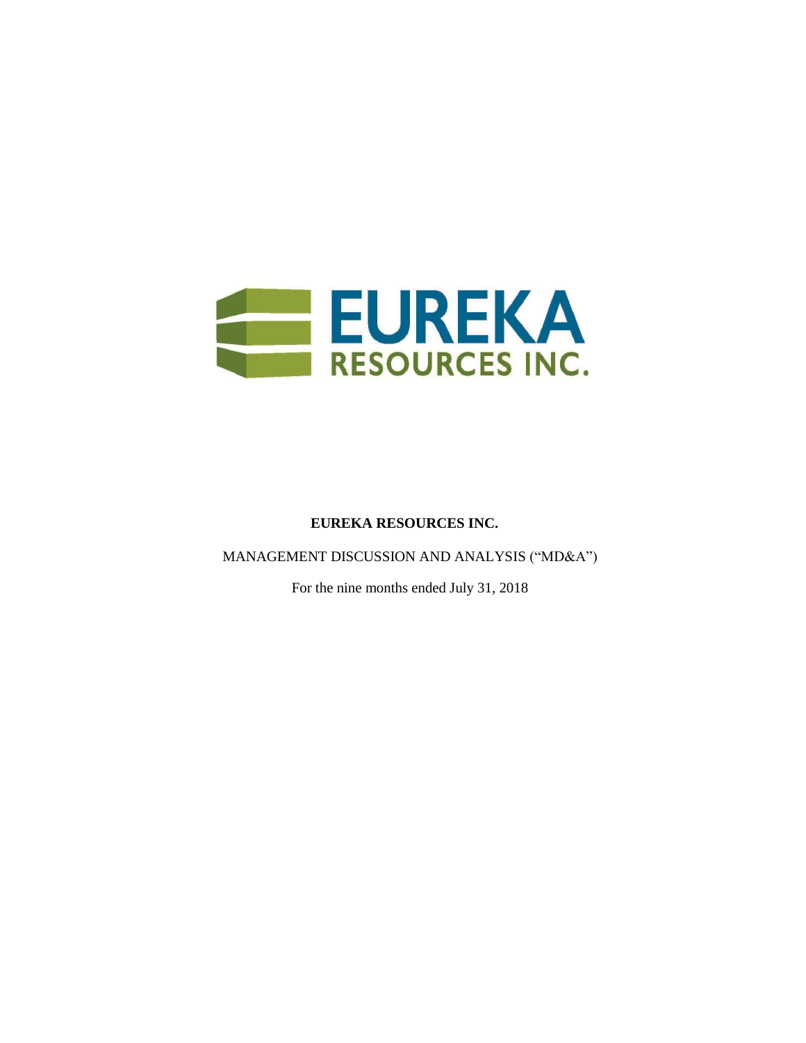# EUREKA RESOURCES INC.

MANAGEMENT DISCUSSION AND ANALYSIS ("MD&A")

For the nine months ended July 31, 2018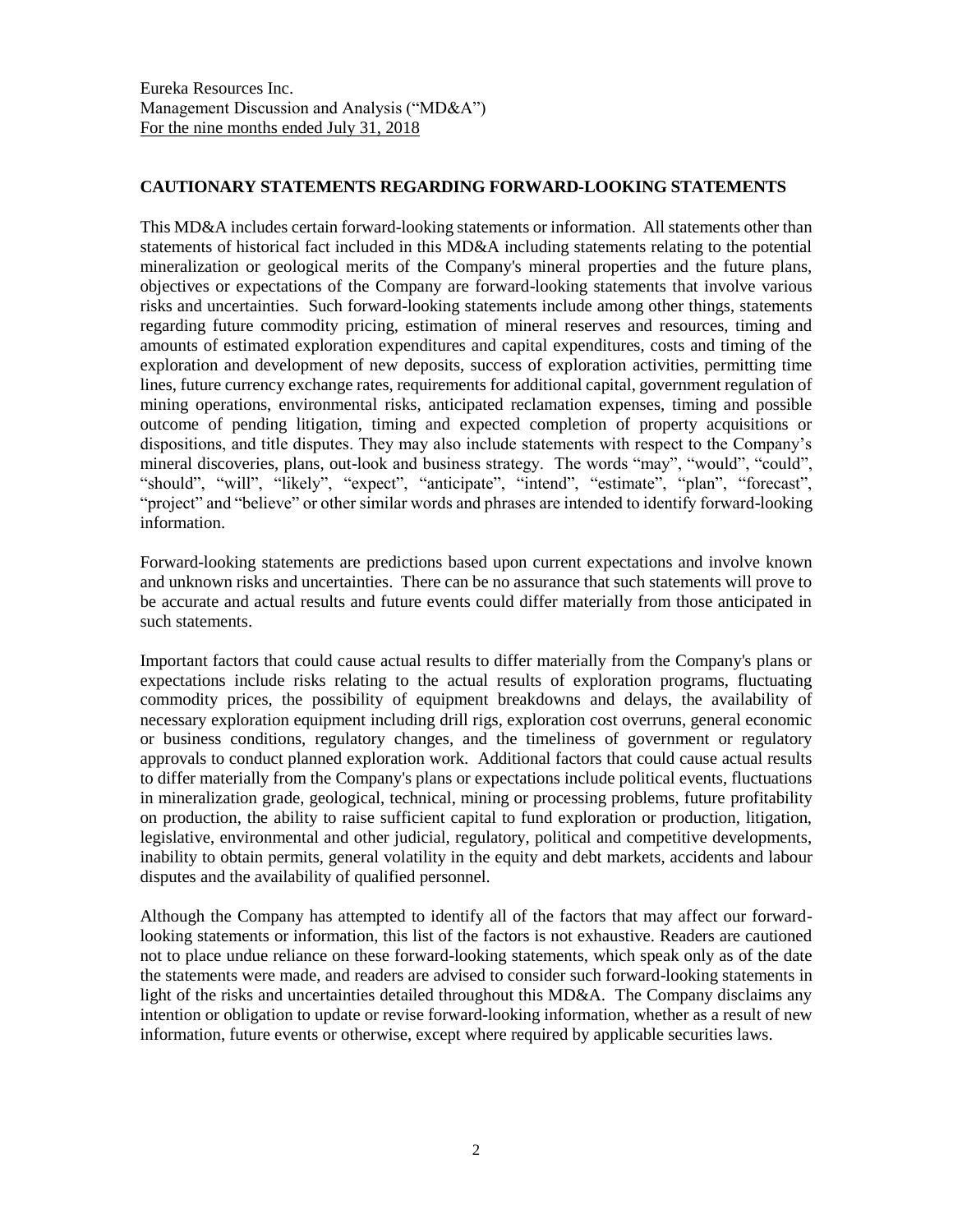Eureka Resources Inc.
Management Discussion and Analysis ("MD&A")
For the nine months ended July 31, 2018

## CAUTIONARY STATEMENTS REGARDING FORWARD-LOOKING STATEMENTS

This MD&A includes certain forward-looking statements or information. All statements other than statements of historical fact included in this MD&A including statements relating to the potential mineralization or geological merits of the Company's mineral properties and the future plans, objectives or expectations of the Company are forward-looking statements that involve various risks and uncertainties. Such forward-looking statements include among other things, statements regarding future commodity pricing, estimation of mineral reserves and resources, timing and amounts of estimated exploration expenditures and capital expenditures, costs and timing of the exploration and development of new deposits, success of exploration activities, permitting time lines, future currency exchange rates, requirements for additional capital, government regulation of mining operations, environmental risks, anticipated reclamation expenses, timing and possible outcome of pending litigation, timing and expected completion of property acquisitions or dispositions, and title disputes. They may also include statements with respect to the Company's mineral discoveries, plans, out-look and business strategy. The words "may", "would", "could", "should", "will", "likely", "expect", "anticipate", "intend", "estimate", "plan", "forecast", "project" and "believe" or other similar words and phrases are intended to identify forward-looking information.

Forward-looking statements are predictions based upon current expectations and involve known and unknown risks and uncertainties. There can be no assurance that such statements will prove to be accurate and actual results and future events could differ materially from those anticipated in such statements.

Important factors that could cause actual results to differ materially from the Company's plans or expectations include risks relating to the actual results of exploration programs, fluctuating commodity prices, the possibility of equipment breakdowns and delays, the availability of necessary exploration equipment including drill rigs, exploration cost overruns, general economic or business conditions, regulatory changes, and the timeliness of government or regulatory approvals to conduct planned exploration work. Additional factors that could cause actual results to differ materially from the Company's plans or expectations include political events, fluctuations in mineralization grade, geological, technical, mining or processing problems, future profitability on production, the ability to raise sufficient capital to fund exploration or production, litigation, legislative, environmental and other judicial, regulatory, political and competitive developments, inability to obtain permits, general volatility in the equity and debt markets, accidents and labour disputes and the availability of qualified personnel.

Although the Company has attempted to identify all of the factors that may affect our forward-looking statements or information, this list of the factors is not exhaustive. Readers are cautioned not to place undue reliance on these forward-looking statements, which speak only as of the date the statements were made, and readers are advised to consider such forward-looking statements in light of the risks and uncertainties detailed throughout this MD&A. The Company disclaims any intention or obligation to update or revise forward-looking information, whether as a result of new information, future events or otherwise, except where required by applicable securities laws.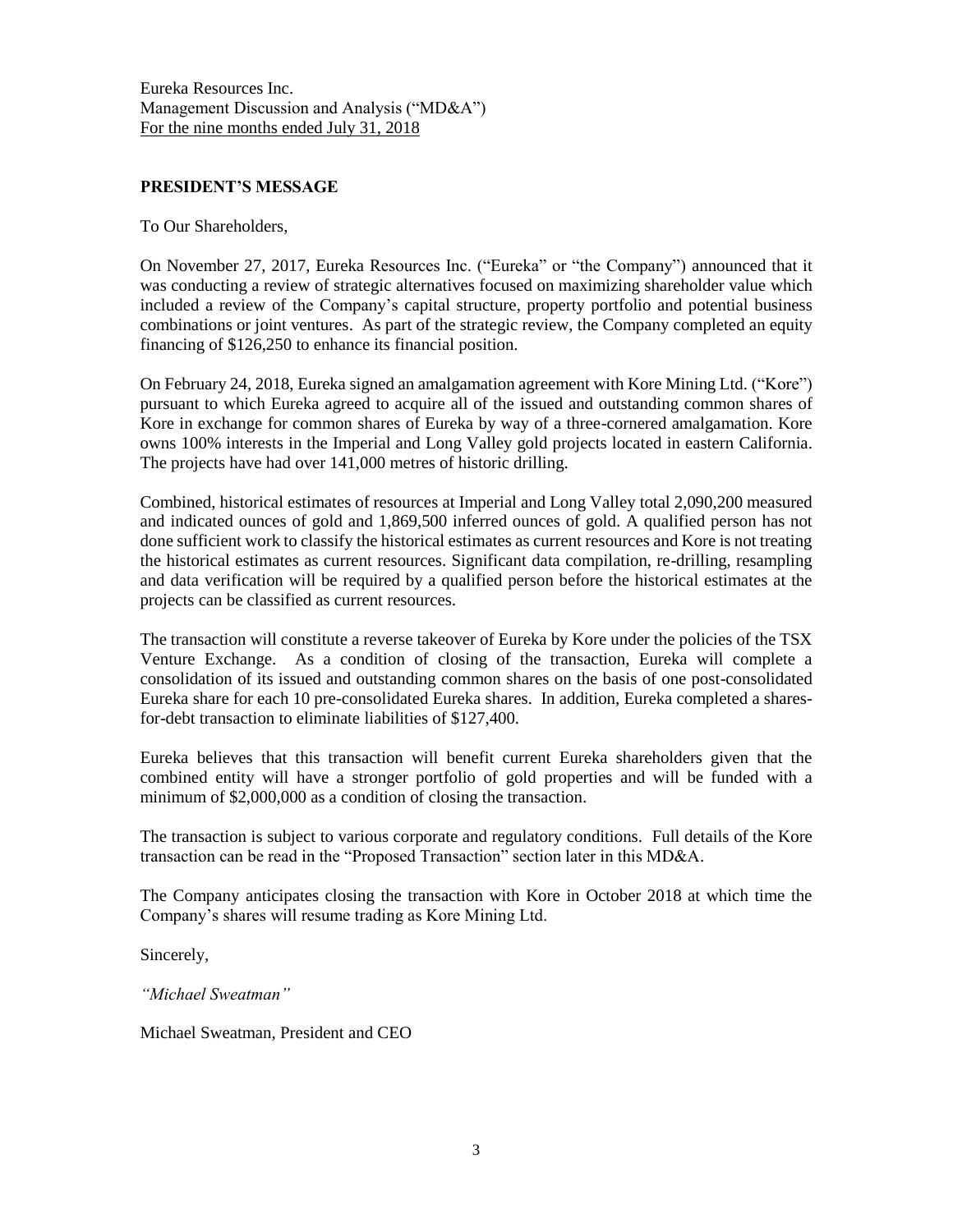Eureka Resources Inc.
Management Discussion and Analysis ("MD&A")
For the nine months ended July 31, 2018

## PRESIDENT'S MESSAGE

To Our Shareholders,

On November 27, 2017, Eureka Resources Inc. ("Eureka" or "the Company") announced that it was conducting a review of strategic alternatives focused on maximizing shareholder value which included a review of the Company's capital structure, property portfolio and potential business combinations or joint ventures. As part of the strategic review, the Company completed an equity financing of $126,250 to enhance its financial position.

On February 24, 2018, Eureka signed an amalgamation agreement with Kore Mining Ltd. ("Kore") pursuant to which Eureka agreed to acquire all of the issued and outstanding common shares of Kore in exchange for common shares of Eureka by way of a three-cornered amalgamation. Kore owns 100% interests in the Imperial and Long Valley gold projects located in eastern California. The projects have had over 141,000 metres of historic drilling.

Combined, historical estimates of resources at Imperial and Long Valley total 2,090,200 measured and indicated ounces of gold and 1,869,500 inferred ounces of gold. A qualified person has not done sufficient work to classify the historical estimates as current resources and Kore is not treating the historical estimates as current resources. Significant data compilation, re-drilling, resampling and data verification will be required by a qualified person before the historical estimates at the projects can be classified as current resources.

The transaction will constitute a reverse takeover of Eureka by Kore under the policies of the TSX Venture Exchange. As a condition of closing of the transaction, Eureka will complete a consolidation of its issued and outstanding common shares on the basis of one post-consolidated Eureka share for each 10 pre-consolidated Eureka shares. In addition, Eureka completed a shares-for-debt transaction to eliminate liabilities of $127,400.

Eureka believes that this transaction will benefit current Eureka shareholders given that the combined entity will have a stronger portfolio of gold properties and will be funded with a minimum of $2,000,000 as a condition of closing the transaction.

The transaction is subject to various corporate and regulatory conditions. Full details of the Kore transaction can be read in the "Proposed Transaction" section later in this MD&A.

The Company anticipates closing the transaction with Kore in October 2018 at which time the Company's shares will resume trading as Kore Mining Ltd.

Sincerely,

*"Michael Sweatman"*

Michael Sweatman, President and CEO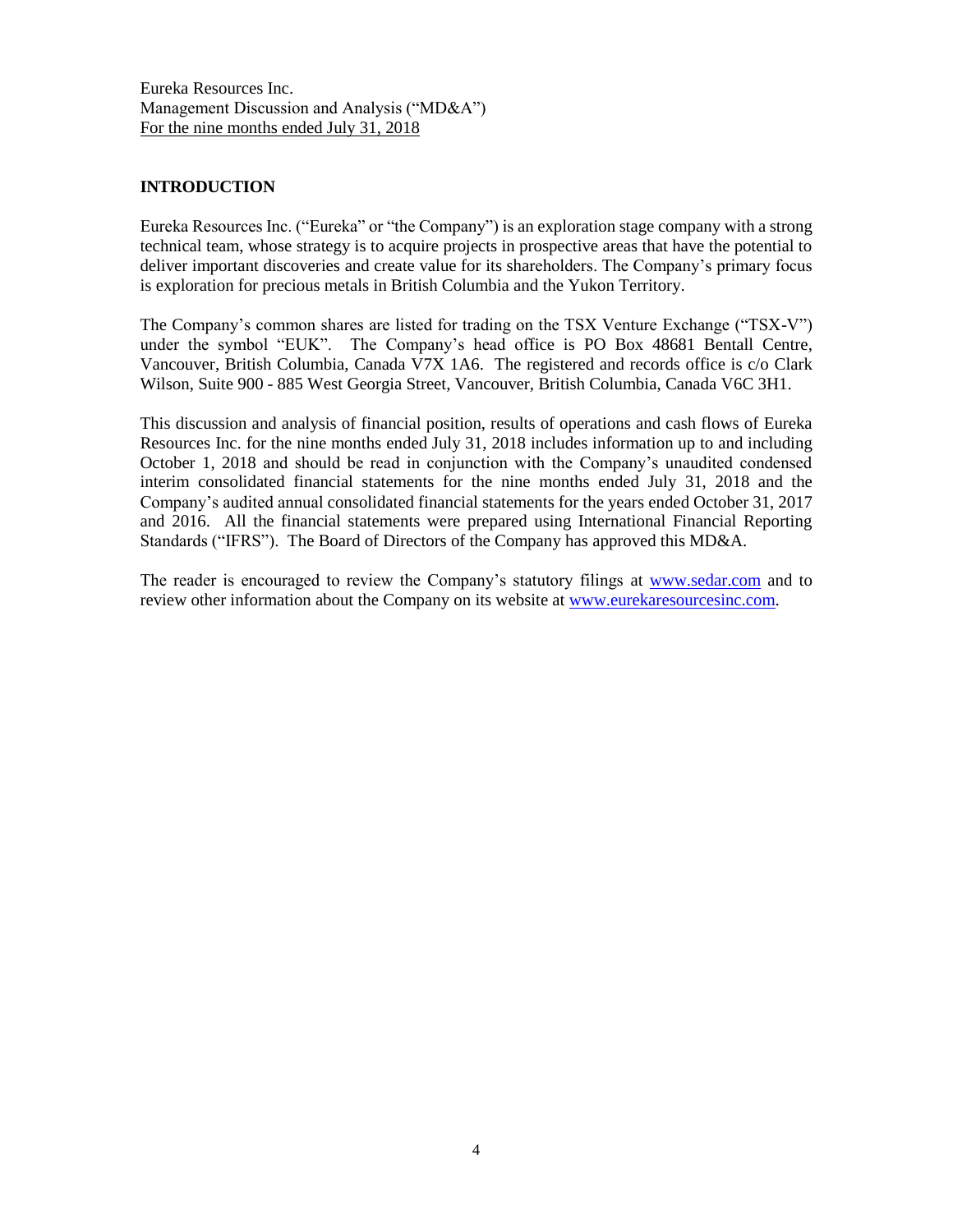Eureka Resources Inc.
Management Discussion and Analysis ("MD&A")
For the nine months ended July 31, 2018

## INTRODUCTION

Eureka Resources Inc. ("Eureka" or "the Company") is an exploration stage company with a strong technical team, whose strategy is to acquire projects in prospective areas that have the potential to deliver important discoveries and create value for its shareholders. The Company's primary focus is exploration for precious metals in British Columbia and the Yukon Territory.

The Company's common shares are listed for trading on the TSX Venture Exchange ("TSX-V") under the symbol "EUK". The Company's head office is PO Box 48681 Bentall Centre, Vancouver, British Columbia, Canada V7X 1A6. The registered and records office is c/o Clark Wilson, Suite 900 - 885 West Georgia Street, Vancouver, British Columbia, Canada V6C 3H1.

This discussion and analysis of financial position, results of operations and cash flows of Eureka Resources Inc. for the nine months ended July 31, 2018 includes information up to and including October 1, 2018 and should be read in conjunction with the Company's unaudited condensed interim consolidated financial statements for the nine months ended July 31, 2018 and the Company's audited annual consolidated financial statements for the years ended October 31, 2017 and 2016. All the financial statements were prepared using International Financial Reporting Standards ("IFRS"). The Board of Directors of the Company has approved this MD&A.

The reader is encouraged to review the Company's statutory filings at www.sedar.com and to review other information about the Company on its website at www.eurekaresourcesinc.com.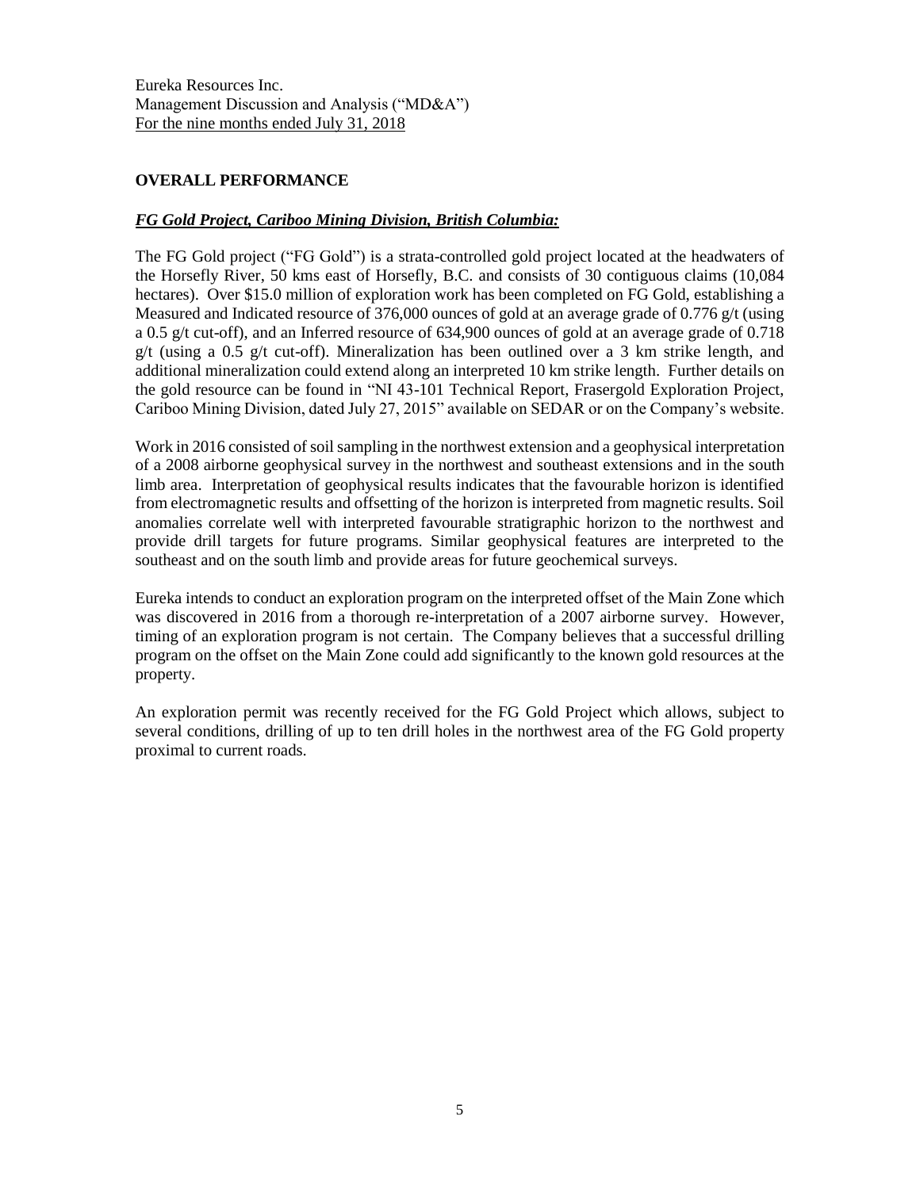Eureka Resources Inc.
Management Discussion and Analysis ("MD&A")
For the nine months ended July 31, 2018

## OVERALL PERFORMANCE

### *FG Gold Project, Cariboo Mining Division, British Columbia:*

The FG Gold project ("FG Gold") is a strata-controlled gold project located at the headwaters of the Horsefly River, 50 kms east of Horsefly, B.C. and consists of 30 contiguous claims (10,084 hectares). Over $15.0 million of exploration work has been completed on FG Gold, establishing a Measured and Indicated resource of 376,000 ounces of gold at an average grade of 0.776 g/t (using a 0.5 g/t cut-off), and an Inferred resource of 634,900 ounces of gold at an average grade of 0.718 g/t (using a 0.5 g/t cut-off). Mineralization has been outlined over a 3 km strike length, and additional mineralization could extend along an interpreted 10 km strike length. Further details on the gold resource can be found in "NI 43-101 Technical Report, Frasergold Exploration Project, Cariboo Mining Division, dated July 27, 2015" available on SEDAR or on the Company's website.

Work in 2016 consisted of soil sampling in the northwest extension and a geophysical interpretation of a 2008 airborne geophysical survey in the northwest and southeast extensions and in the south limb area. Interpretation of geophysical results indicates that the favourable horizon is identified from electromagnetic results and offsetting of the horizon is interpreted from magnetic results. Soil anomalies correlate well with interpreted favourable stratigraphic horizon to the northwest and provide drill targets for future programs. Similar geophysical features are interpreted to the southeast and on the south limb and provide areas for future geochemical surveys.

Eureka intends to conduct an exploration program on the interpreted offset of the Main Zone which was discovered in 2016 from a thorough re-interpretation of a 2007 airborne survey. However, timing of an exploration program is not certain. The Company believes that a successful drilling program on the offset on the Main Zone could add significantly to the known gold resources at the property.

An exploration permit was recently received for the FG Gold Project which allows, subject to several conditions, drilling of up to ten drill holes in the northwest area of the FG Gold property proximal to current roads.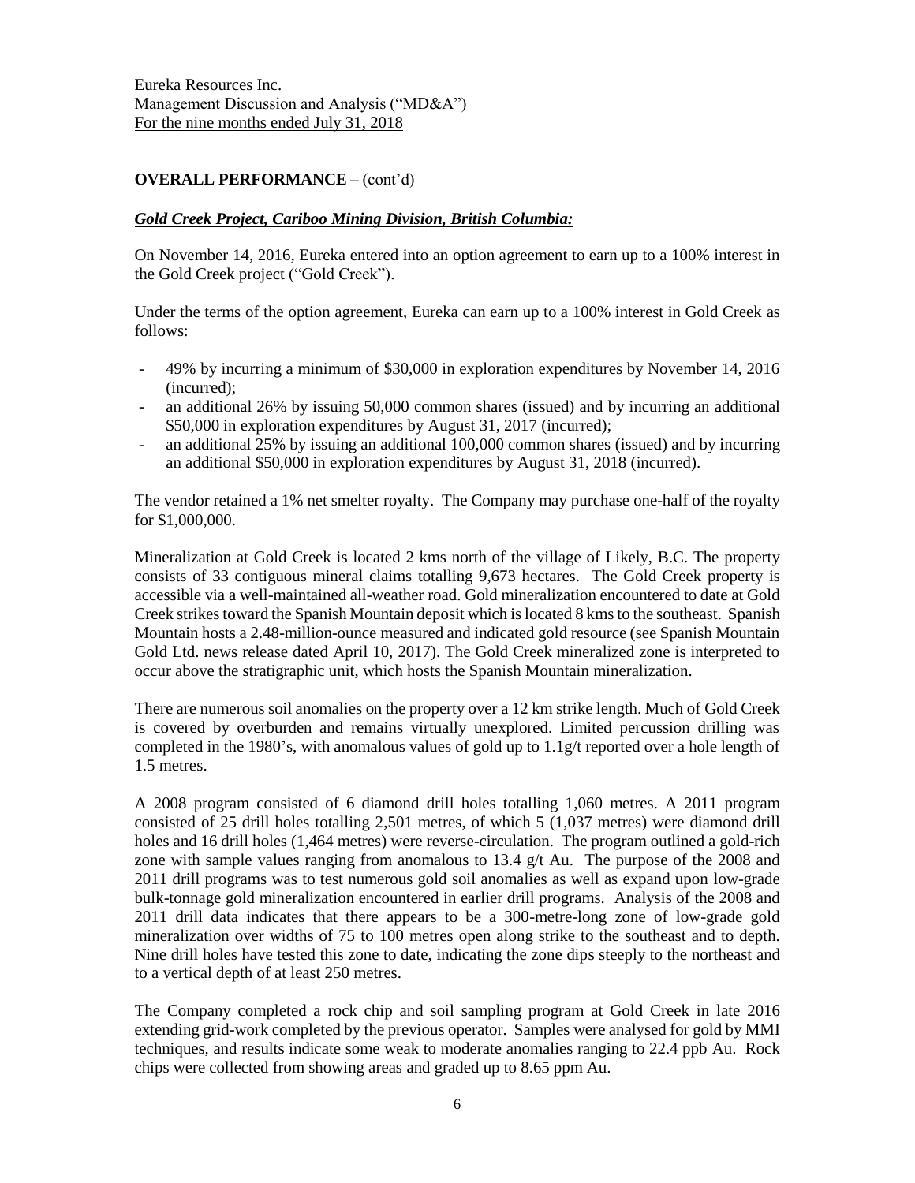**OVERALL PERFORMANCE** – (cont'd)

***Gold Creek Project, Cariboo Mining Division, British Columbia:***

On November 14, 2016, Eureka entered into an option agreement to earn up to a 100% interest in the Gold Creek project ("Gold Creek").

Under the terms of the option agreement, Eureka can earn up to a 100% interest in Gold Creek as follows:

- 49% by incurring a minimum of $30,000 in exploration expenditures by November 14, 2016 (incurred);
- an additional 26% by issuing 50,000 common shares (issued) and by incurring an additional $50,000 in exploration expenditures by August 31, 2017 (incurred);
- an additional 25% by issuing an additional 100,000 common shares (issued) and by incurring an additional $50,000 in exploration expenditures by August 31, 2018 (incurred).

The vendor retained a 1% net smelter royalty. The Company may purchase one-half of the royalty for $1,000,000.

Mineralization at Gold Creek is located 2 kms north of the village of Likely, B.C. The property consists of 33 contiguous mineral claims totalling 9,673 hectares. The Gold Creek property is accessible via a well-maintained all-weather road. Gold mineralization encountered to date at Gold Creek strikes toward the Spanish Mountain deposit which is located 8 kms to the southeast. Spanish Mountain hosts a 2.48-million-ounce measured and indicated gold resource (see Spanish Mountain Gold Ltd. news release dated April 10, 2017). The Gold Creek mineralized zone is interpreted to occur above the stratigraphic unit, which hosts the Spanish Mountain mineralization.

There are numerous soil anomalies on the property over a 12 km strike length. Much of Gold Creek is covered by overburden and remains virtually unexplored. Limited percussion drilling was completed in the 1980's, with anomalous values of gold up to 1.1g/t reported over a hole length of 1.5 metres.

A 2008 program consisted of 6 diamond drill holes totalling 1,060 metres. A 2011 program consisted of 25 drill holes totalling 2,501 metres, of which 5 (1,037 metres) were diamond drill holes and 16 drill holes (1,464 metres) were reverse-circulation. The program outlined a gold-rich zone with sample values ranging from anomalous to 13.4 g/t Au. The purpose of the 2008 and 2011 drill programs was to test numerous gold soil anomalies as well as expand upon low-grade bulk-tonnage gold mineralization encountered in earlier drill programs. Analysis of the 2008 and 2011 drill data indicates that there appears to be a 300-metre-long zone of low-grade gold mineralization over widths of 75 to 100 metres open along strike to the southeast and to depth. Nine drill holes have tested this zone to date, indicating the zone dips steeply to the northeast and to a vertical depth of at least 250 metres.

The Company completed a rock chip and soil sampling program at Gold Creek in late 2016 extending grid-work completed by the previous operator. Samples were analysed for gold by MMI techniques, and results indicate some weak to moderate anomalies ranging to 22.4 ppb Au. Rock chips were collected from showing areas and graded up to 8.65 ppm Au.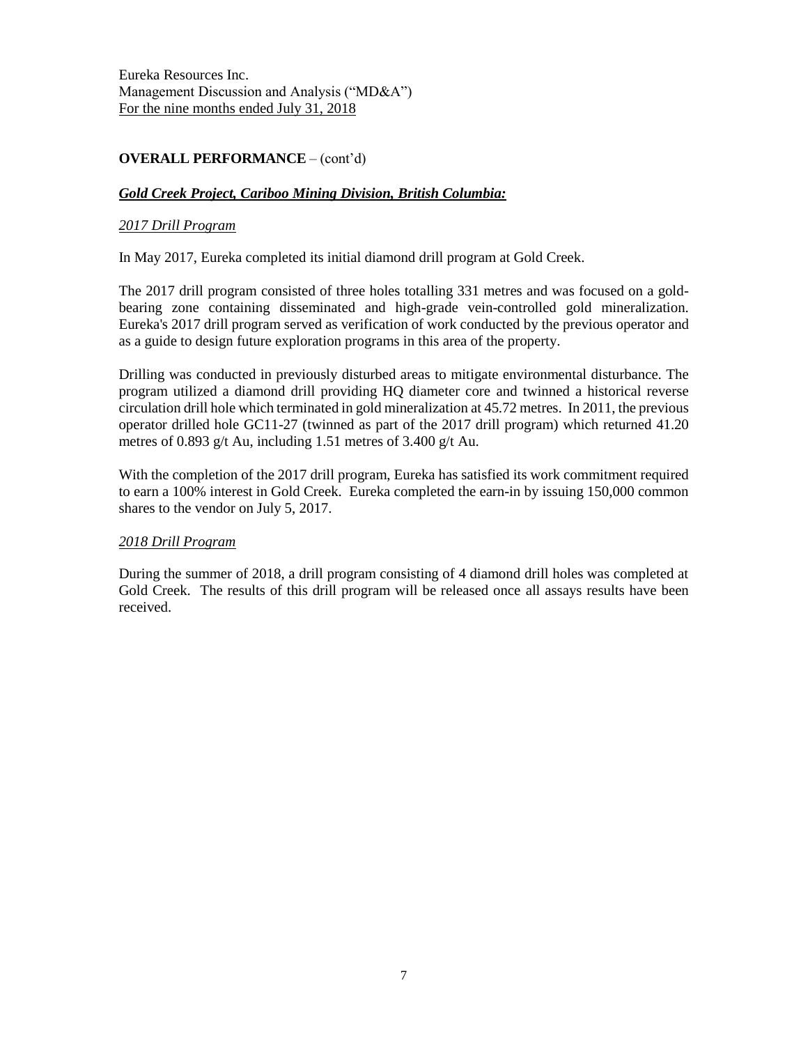## OVERALL PERFORMANCE – (cont'd)

### ***Gold Creek Project, Cariboo Mining Division, British Columbia:***

*2017 Drill Program*

In May 2017, Eureka completed its initial diamond drill program at Gold Creek.

The 2017 drill program consisted of three holes totalling 331 metres and was focused on a gold-bearing zone containing disseminated and high-grade vein-controlled gold mineralization. Eureka's 2017 drill program served as verification of work conducted by the previous operator and as a guide to design future exploration programs in this area of the property.

Drilling was conducted in previously disturbed areas to mitigate environmental disturbance. The program utilized a diamond drill providing HQ diameter core and twinned a historical reverse circulation drill hole which terminated in gold mineralization at 45.72 metres. In 2011, the previous operator drilled hole GC11-27 (twinned as part of the 2017 drill program) which returned 41.20 metres of 0.893 g/t Au, including 1.51 metres of 3.400 g/t Au.

With the completion of the 2017 drill program, Eureka has satisfied its work commitment required to earn a 100% interest in Gold Creek. Eureka completed the earn-in by issuing 150,000 common shares to the vendor on July 5, 2017.

*2018 Drill Program*

During the summer of 2018, a drill program consisting of 4 diamond drill holes was completed at Gold Creek. The results of this drill program will be released once all assays results have been received.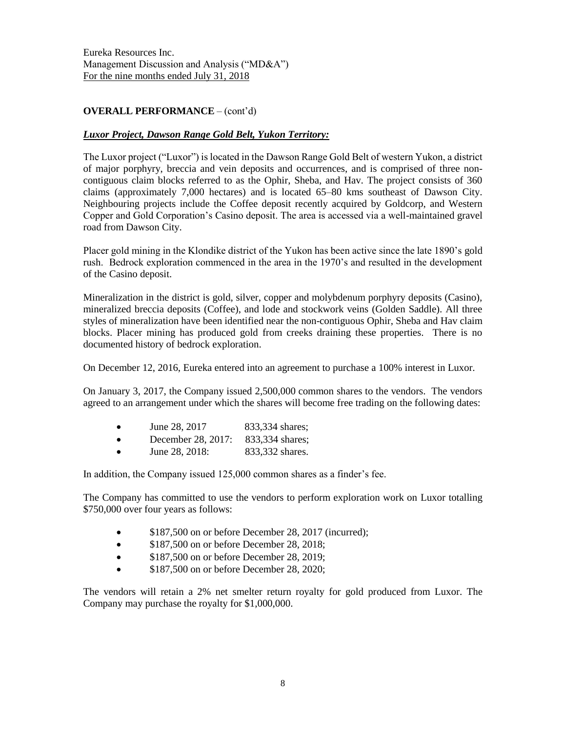**OVERALL PERFORMANCE** – (cont'd)

***Luxor Project, Dawson Range Gold Belt, Yukon Territory:***

The Luxor project ("Luxor") is located in the Dawson Range Gold Belt of western Yukon, a district of major porphyry, breccia and vein deposits and occurrences, and is comprised of three non-contiguous claim blocks referred to as the Ophir, Sheba, and Hav. The project consists of 360 claims (approximately 7,000 hectares) and is located 65–80 kms southeast of Dawson City. Neighbouring projects include the Coffee deposit recently acquired by Goldcorp, and Western Copper and Gold Corporation's Casino deposit. The area is accessed via a well-maintained gravel road from Dawson City.

Placer gold mining in the Klondike district of the Yukon has been active since the late 1890's gold rush. Bedrock exploration commenced in the area in the 1970's and resulted in the development of the Casino deposit.

Mineralization in the district is gold, silver, copper and molybdenum porphyry deposits (Casino), mineralized breccia deposits (Coffee), and lode and stockwork veins (Golden Saddle). All three styles of mineralization have been identified near the non-contiguous Ophir, Sheba and Hav claim blocks. Placer mining has produced gold from creeks draining these properties. There is no documented history of bedrock exploration.

On December 12, 2016, Eureka entered into an agreement to purchase a 100% interest in Luxor.

On January 3, 2017, the Company issued 2,500,000 common shares to the vendors. The vendors agreed to an arrangement under which the shares will become free trading on the following dates:

- June 28, 2017 833,334 shares;
- December 28, 2017: 833,334 shares;
- June 28, 2018: 833,332 shares.

In addition, the Company issued 125,000 common shares as a finder's fee.

The Company has committed to use the vendors to perform exploration work on Luxor totalling $750,000 over four years as follows:

- $187,500 on or before December 28, 2017 (incurred);
- $187,500 on or before December 28, 2018;
- $187,500 on or before December 28, 2019;
- $187,500 on or before December 28, 2020;

The vendors will retain a 2% net smelter return royalty for gold produced from Luxor. The Company may purchase the royalty for $1,000,000.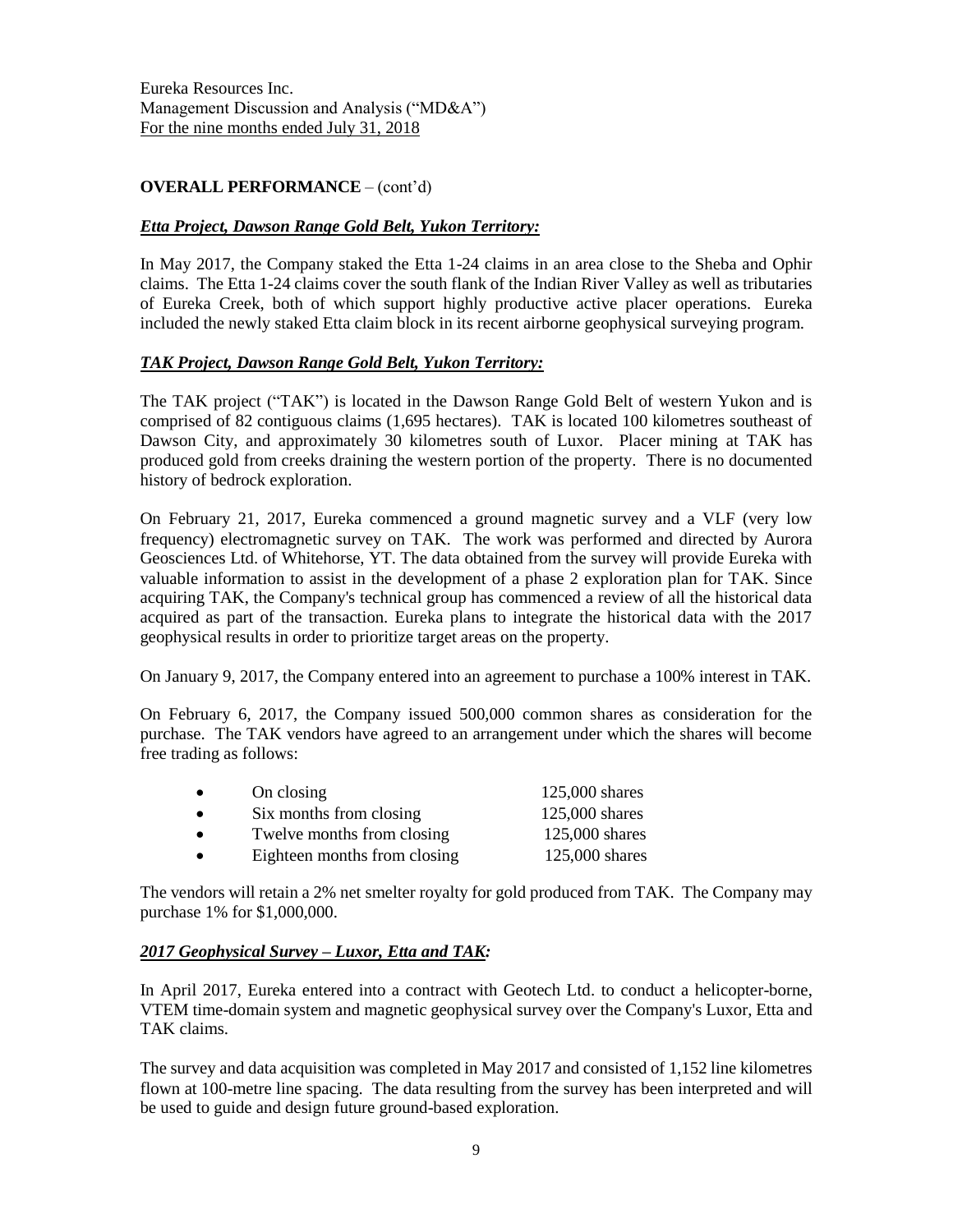## OVERALL PERFORMANCE – (cont'd)

### ***Etta Project, Dawson Range Gold Belt, Yukon Territory:***

In May 2017, the Company staked the Etta 1-24 claims in an area close to the Sheba and Ophir claims. The Etta 1-24 claims cover the south flank of the Indian River Valley as well as tributaries of Eureka Creek, both of which support highly productive active placer operations. Eureka included the newly staked Etta claim block in its recent airborne geophysical surveying program.

### ***TAK Project, Dawson Range Gold Belt, Yukon Territory:***

The TAK project ("TAK") is located in the Dawson Range Gold Belt of western Yukon and is comprised of 82 contiguous claims (1,695 hectares). TAK is located 100 kilometres southeast of Dawson City, and approximately 30 kilometres south of Luxor. Placer mining at TAK has produced gold from creeks draining the western portion of the property. There is no documented history of bedrock exploration.

On February 21, 2017, Eureka commenced a ground magnetic survey and a VLF (very low frequency) electromagnetic survey on TAK. The work was performed and directed by Aurora Geosciences Ltd. of Whitehorse, YT. The data obtained from the survey will provide Eureka with valuable information to assist in the development of a phase 2 exploration plan for TAK. Since acquiring TAK, the Company's technical group has commenced a review of all the historical data acquired as part of the transaction. Eureka plans to integrate the historical data with the 2017 geophysical results in order to prioritize target areas on the property.

On January 9, 2017, the Company entered into an agreement to purchase a 100% interest in TAK.

On February 6, 2017, the Company issued 500,000 common shares as consideration for the purchase. The TAK vendors have agreed to an arrangement under which the shares will become free trading as follows:

- On closing 125,000 shares
- Six months from closing 125,000 shares
- Twelve months from closing 125,000 shares
- Eighteen months from closing 125,000 shares

The vendors will retain a 2% net smelter royalty for gold produced from TAK. The Company may purchase 1% for $1,000,000.

### ***2017 Geophysical Survey – Luxor, Etta and TAK:***

In April 2017, Eureka entered into a contract with Geotech Ltd. to conduct a helicopter-borne, VTEM time-domain system and magnetic geophysical survey over the Company's Luxor, Etta and TAK claims.

The survey and data acquisition was completed in May 2017 and consisted of 1,152 line kilometres flown at 100-metre line spacing. The data resulting from the survey has been interpreted and will be used to guide and design future ground-based exploration.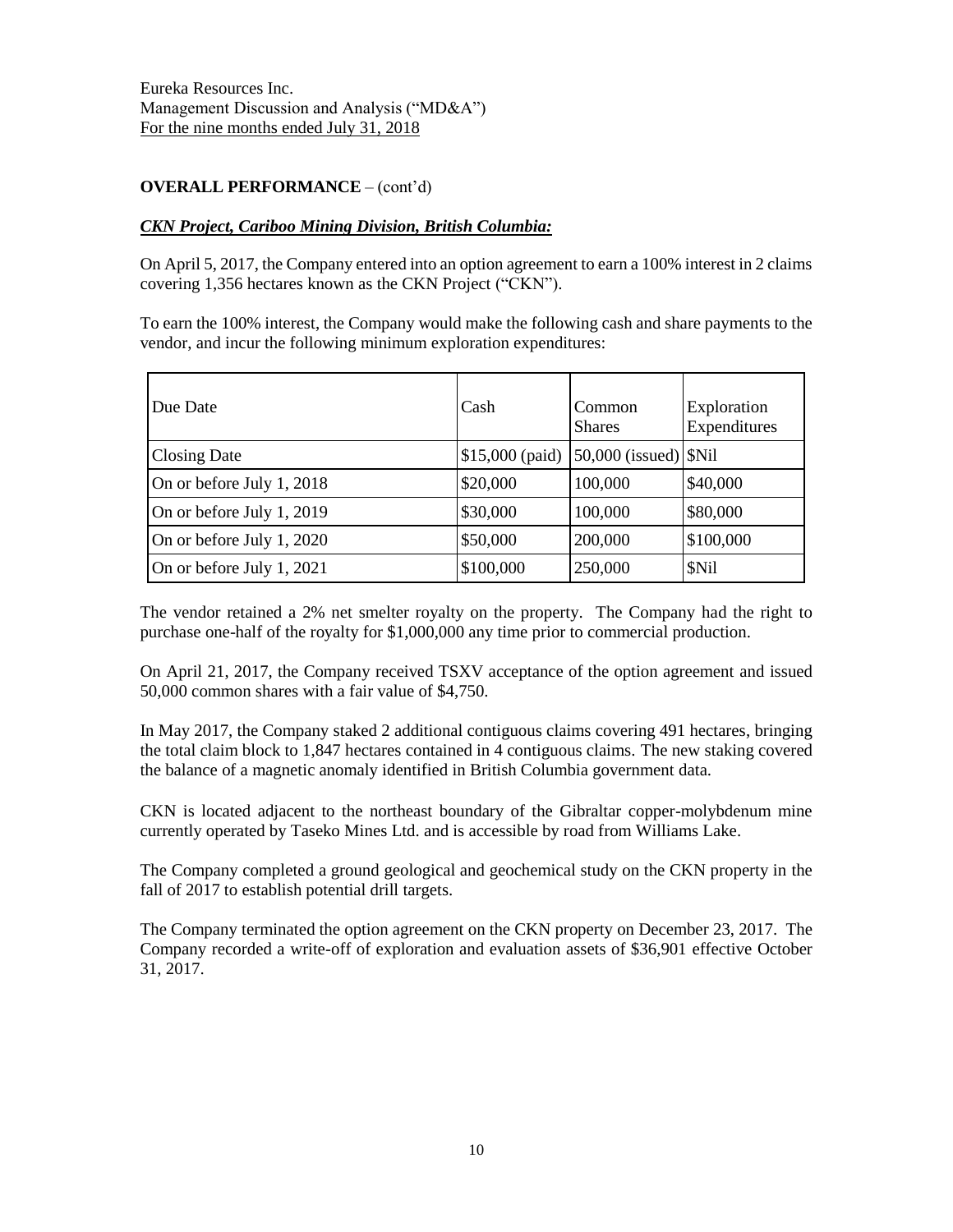**OVERALL PERFORMANCE** – (cont'd)

***CKN Project, Cariboo Mining Division, British Columbia:***

On April 5, 2017, the Company entered into an option agreement to earn a 100% interest in 2 claims covering 1,356 hectares known as the CKN Project ("CKN").

To earn the 100% interest, the Company would make the following cash and share payments to the vendor, and incur the following minimum exploration expenditures:

| Due Date | Cash | Common Shares | Exploration Expenditures |
|---|---|---|---|
| Closing Date | $15,000 (paid) | 50,000 (issued) | $Nil |
| On or before July 1, 2018 | $20,000 | 100,000 | $40,000 |
| On or before July 1, 2019 | $30,000 | 100,000 | $80,000 |
| On or before July 1, 2020 | $50,000 | 200,000 | $100,000 |
| On or before July 1, 2021 | $100,000 | 250,000 | $Nil |

The vendor retained a 2% net smelter royalty on the property. The Company had the right to purchase one-half of the royalty for $1,000,000 any time prior to commercial production.

On April 21, 2017, the Company received TSXV acceptance of the option agreement and issued 50,000 common shares with a fair value of $4,750.

In May 2017, the Company staked 2 additional contiguous claims covering 491 hectares, bringing the total claim block to 1,847 hectares contained in 4 contiguous claims. The new staking covered the balance of a magnetic anomaly identified in British Columbia government data.

CKN is located adjacent to the northeast boundary of the Gibraltar copper-molybdenum mine currently operated by Taseko Mines Ltd. and is accessible by road from Williams Lake.

The Company completed a ground geological and geochemical study on the CKN property in the fall of 2017 to establish potential drill targets.

The Company terminated the option agreement on the CKN property on December 23, 2017. The Company recorded a write-off of exploration and evaluation assets of $36,901 effective October 31, 2017.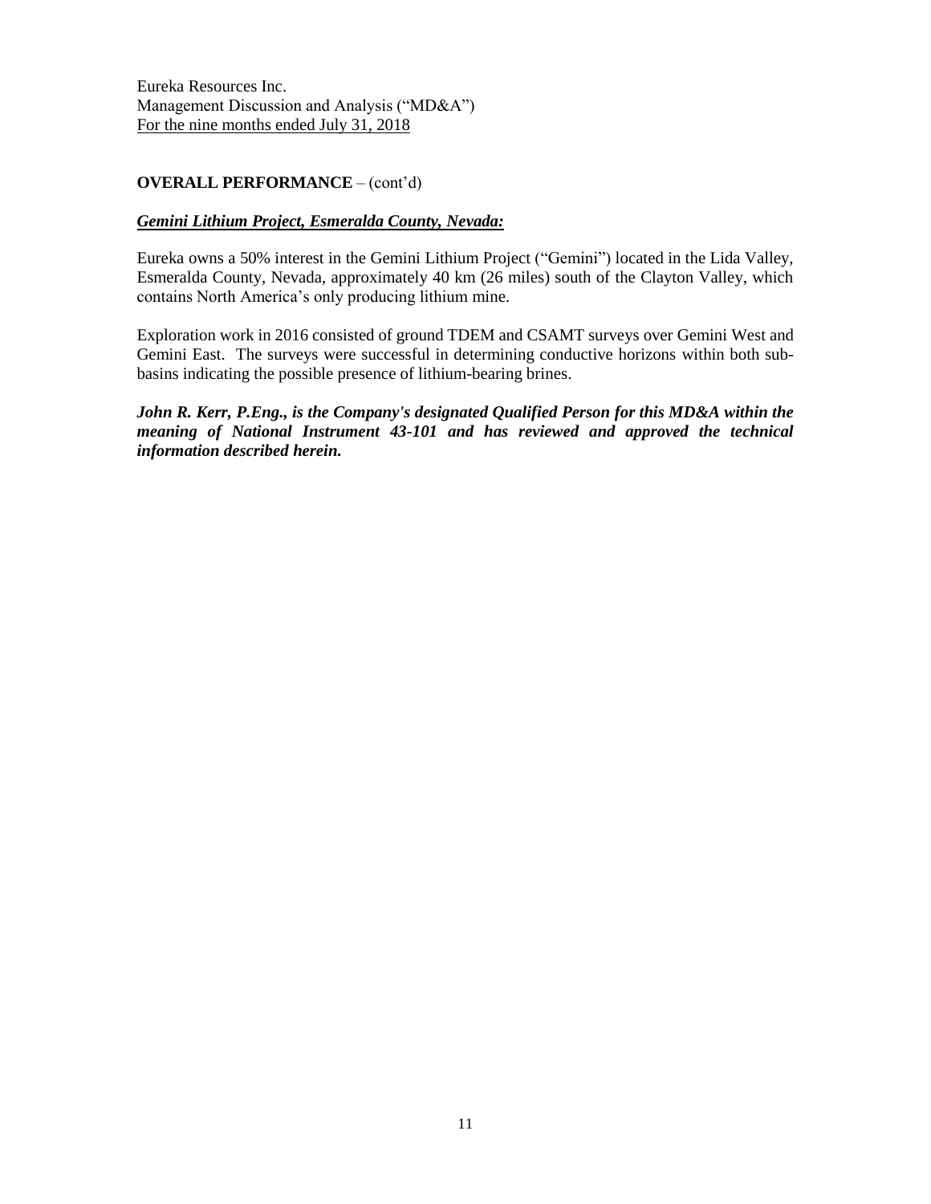## OVERALL PERFORMANCE – (cont'd)

***Gemini Lithium Project, Esmeralda County, Nevada:***

Eureka owns a 50% interest in the Gemini Lithium Project ("Gemini") located in the Lida Valley, Esmeralda County, Nevada, approximately 40 km (26 miles) south of the Clayton Valley, which contains North America's only producing lithium mine.

Exploration work in 2016 consisted of ground TDEM and CSAMT surveys over Gemini West and Gemini East. The surveys were successful in determining conductive horizons within both sub-basins indicating the possible presence of lithium-bearing brines.

***John R. Kerr, P.Eng., is the Company's designated Qualified Person for this MD&A within the meaning of National Instrument 43-101 and has reviewed and approved the technical information described herein.***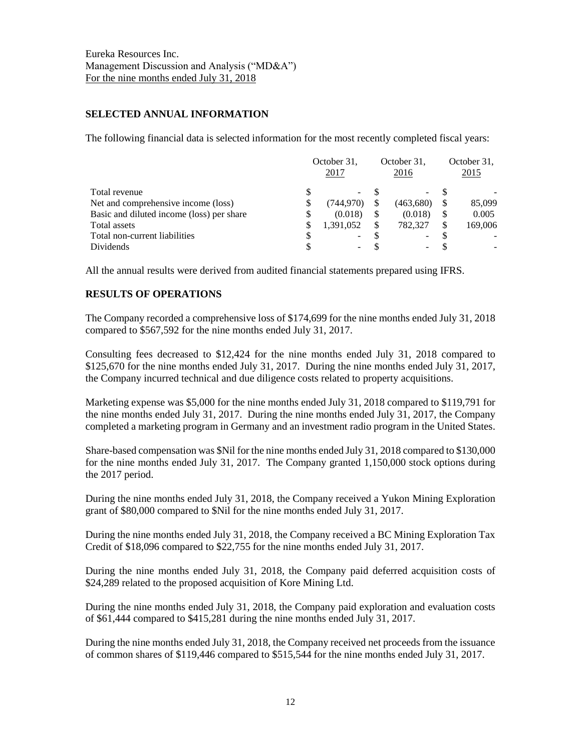Eureka Resources Inc.
Management Discussion and Analysis ("MD&A")
For the nine months ended July 31, 2018

## SELECTED ANNUAL INFORMATION

The following financial data is selected information for the most recently completed fiscal years:

| | October 31, 2017 | October 31, 2016 | October 31, 2015 |
|---|---|---|---|
| Total revenue | $ - | $ - | $ - |
| Net and comprehensive income (loss) | $ (744,970) | $ (463,680) | $ 85,099 |
| Basic and diluted income (loss) per share | $ (0.018) | $ (0.018) | $ 0.005 |
| Total assets | $ 1,391,052 | $ 782,327 | $ 169,006 |
| Total non-current liabilities | $ - | $ - | $ - |
| Dividends | $ - | $ - | $ - |

All the annual results were derived from audited financial statements prepared using IFRS.

## RESULTS OF OPERATIONS

The Company recorded a comprehensive loss of $174,699 for the nine months ended July 31, 2018 compared to $567,592 for the nine months ended July 31, 2017.

Consulting fees decreased to $12,424 for the nine months ended July 31, 2018 compared to $125,670 for the nine months ended July 31, 2017. During the nine months ended July 31, 2017, the Company incurred technical and due diligence costs related to property acquisitions.

Marketing expense was $5,000 for the nine months ended July 31, 2018 compared to $119,791 for the nine months ended July 31, 2017. During the nine months ended July 31, 2017, the Company completed a marketing program in Germany and an investment radio program in the United States.

Share-based compensation was $Nil for the nine months ended July 31, 2018 compared to $130,000 for the nine months ended July 31, 2017. The Company granted 1,150,000 stock options during the 2017 period.

During the nine months ended July 31, 2018, the Company received a Yukon Mining Exploration grant of $80,000 compared to $Nil for the nine months ended July 31, 2017.

During the nine months ended July 31, 2018, the Company received a BC Mining Exploration Tax Credit of $18,096 compared to $22,755 for the nine months ended July 31, 2017.

During the nine months ended July 31, 2018, the Company paid deferred acquisition costs of $24,289 related to the proposed acquisition of Kore Mining Ltd.

During the nine months ended July 31, 2018, the Company paid exploration and evaluation costs of $61,444 compared to $415,281 during the nine months ended July 31, 2017.

During the nine months ended July 31, 2018, the Company received net proceeds from the issuance of common shares of $119,446 compared to $515,544 for the nine months ended July 31, 2017.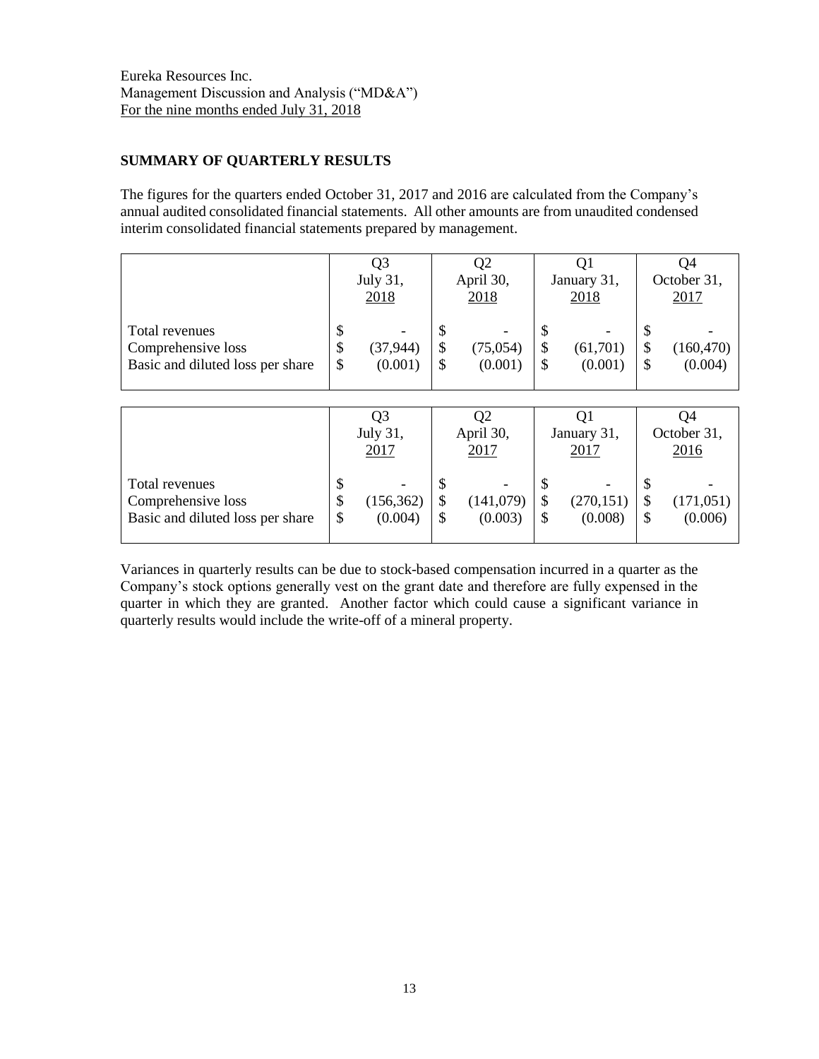Eureka Resources Inc.
Management Discussion and Analysis ("MD&A")
For the nine months ended July 31, 2018

## SUMMARY OF QUARTERLY RESULTS

The figures for the quarters ended October 31, 2017 and 2016 are calculated from the Company's annual audited consolidated financial statements. All other amounts are from unaudited condensed interim consolidated financial statements prepared by management.

| | Q3 July 31, 2018 | Q2 April 30, 2018 | Q1 January 31, 2018 | Q4 October 31, 2017 |
|---|---|---|---|---|
| Total revenues | $ - | $ - | $ - | $ - |
| Comprehensive loss | $ (37,944) | $ (75,054) | $ (61,701) | $ (160,470) |
| Basic and diluted loss per share | $ (0.001) | $ (0.001) | $ (0.001) | $ (0.004) |

| | Q3 July 31, 2017 | Q2 April 30, 2017 | Q1 January 31, 2017 | Q4 October 31, 2016 |
|---|---|---|---|---|
| Total revenues | $ - | $ - | $ - | $ - |
| Comprehensive loss | $ (156,362) | $ (141,079) | $ (270,151) | $ (171,051) |
| Basic and diluted loss per share | $ (0.004) | $ (0.003) | $ (0.008) | $ (0.006) |

Variances in quarterly results can be due to stock-based compensation incurred in a quarter as the Company's stock options generally vest on the grant date and therefore are fully expensed in the quarter in which they are granted. Another factor which could cause a significant variance in quarterly results would include the write-off of a mineral property.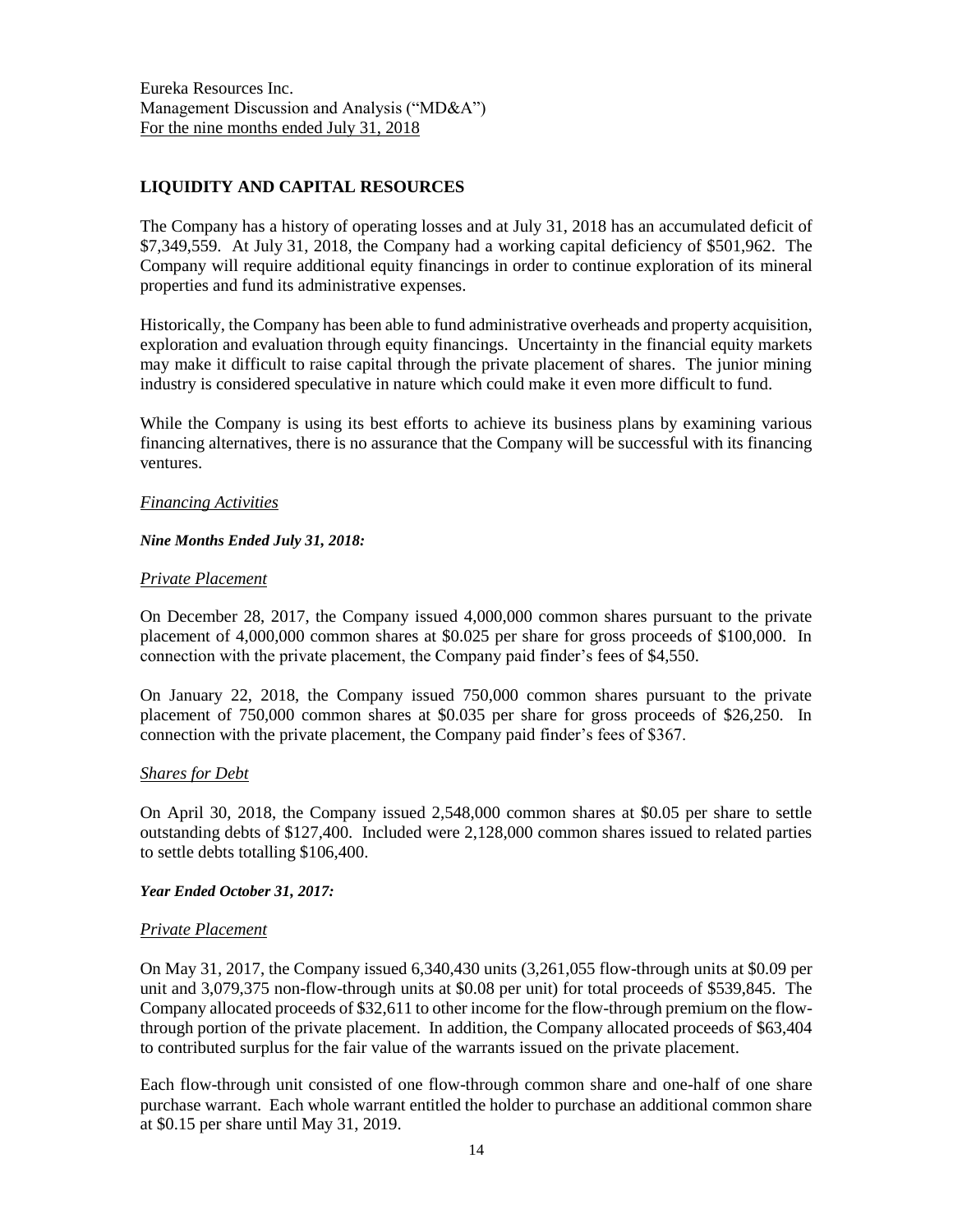## LIQUIDITY AND CAPITAL RESOURCES

The Company has a history of operating losses and at July 31, 2018 has an accumulated deficit of \$7,349,559. At July 31, 2018, the Company had a working capital deficiency of \$501,962. The Company will require additional equity financings in order to continue exploration of its mineral properties and fund its administrative expenses.

Historically, the Company has been able to fund administrative overheads and property acquisition, exploration and evaluation through equity financings. Uncertainty in the financial equity markets may make it difficult to raise capital through the private placement of shares. The junior mining industry is considered speculative in nature which could make it even more difficult to fund.

While the Company is using its best efforts to achieve its business plans by examining various financing alternatives, there is no assurance that the Company will be successful with its financing ventures.

*Financing Activities*

***Nine Months Ended July 31, 2018:***

*Private Placement*

On December 28, 2017, the Company issued 4,000,000 common shares pursuant to the private placement of 4,000,000 common shares at \$0.025 per share for gross proceeds of \$100,000. In connection with the private placement, the Company paid finder's fees of \$4,550.

On January 22, 2018, the Company issued 750,000 common shares pursuant to the private placement of 750,000 common shares at \$0.035 per share for gross proceeds of \$26,250. In connection with the private placement, the Company paid finder's fees of \$367.

*Shares for Debt*

On April 30, 2018, the Company issued 2,548,000 common shares at \$0.05 per share to settle outstanding debts of \$127,400. Included were 2,128,000 common shares issued to related parties to settle debts totalling \$106,400.

***Year Ended October 31, 2017:***

*Private Placement*

On May 31, 2017, the Company issued 6,340,430 units (3,261,055 flow-through units at \$0.09 per unit and 3,079,375 non-flow-through units at \$0.08 per unit) for total proceeds of \$539,845. The Company allocated proceeds of \$32,611 to other income for the flow-through premium on the flow-through portion of the private placement. In addition, the Company allocated proceeds of \$63,404 to contributed surplus for the fair value of the warrants issued on the private placement.

Each flow-through unit consisted of one flow-through common share and one-half of one share purchase warrant. Each whole warrant entitled the holder to purchase an additional common share at \$0.15 per share until May 31, 2019.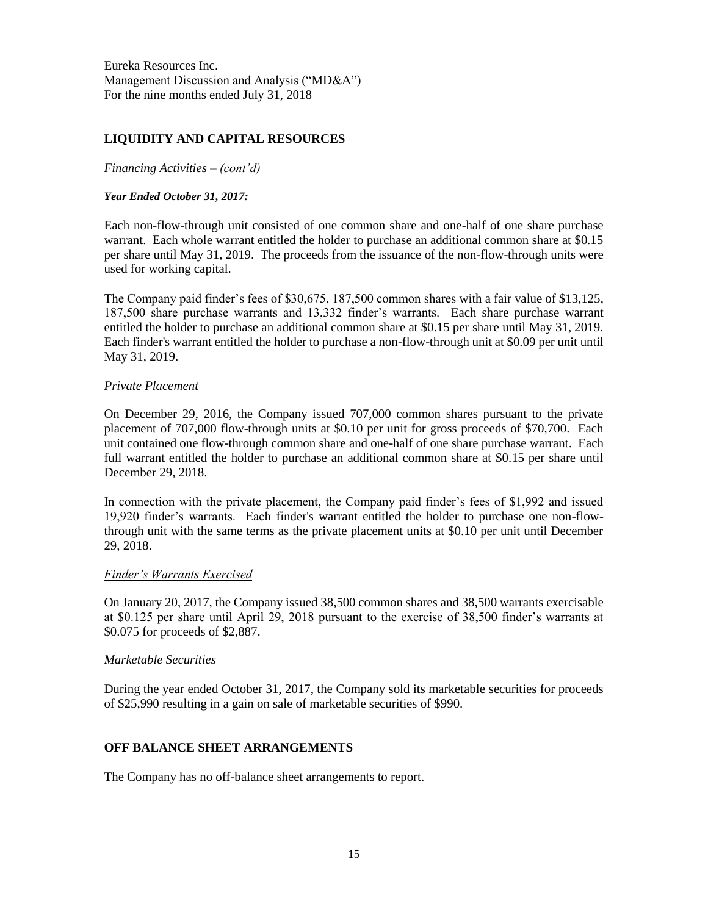## LIQUIDITY AND CAPITAL RESOURCES

*Financing Activities – (cont'd)*

***Year Ended October 31, 2017:***

Each non-flow-through unit consisted of one common share and one-half of one share purchase warrant. Each whole warrant entitled the holder to purchase an additional common share at $0.15 per share until May 31, 2019. The proceeds from the issuance of the non-flow-through units were used for working capital.

The Company paid finder's fees of $30,675, 187,500 common shares with a fair value of $13,125, 187,500 share purchase warrants and 13,332 finder's warrants. Each share purchase warrant entitled the holder to purchase an additional common share at $0.15 per share until May 31, 2019. Each finder's warrant entitled the holder to purchase a non-flow-through unit at $0.09 per unit until May 31, 2019.

*Private Placement*

On December 29, 2016, the Company issued 707,000 common shares pursuant to the private placement of 707,000 flow-through units at $0.10 per unit for gross proceeds of $70,700. Each unit contained one flow-through common share and one-half of one share purchase warrant. Each full warrant entitled the holder to purchase an additional common share at $0.15 per share until December 29, 2018.

In connection with the private placement, the Company paid finder's fees of $1,992 and issued 19,920 finder's warrants. Each finder's warrant entitled the holder to purchase one non-flow-through unit with the same terms as the private placement units at $0.10 per unit until December 29, 2018.

*Finder's Warrants Exercised*

On January 20, 2017, the Company issued 38,500 common shares and 38,500 warrants exercisable at $0.125 per share until April 29, 2018 pursuant to the exercise of 38,500 finder's warrants at $0.075 for proceeds of $2,887.

*Marketable Securities*

During the year ended October 31, 2017, the Company sold its marketable securities for proceeds of $25,990 resulting in a gain on sale of marketable securities of $990.

## OFF BALANCE SHEET ARRANGEMENTS

The Company has no off-balance sheet arrangements to report.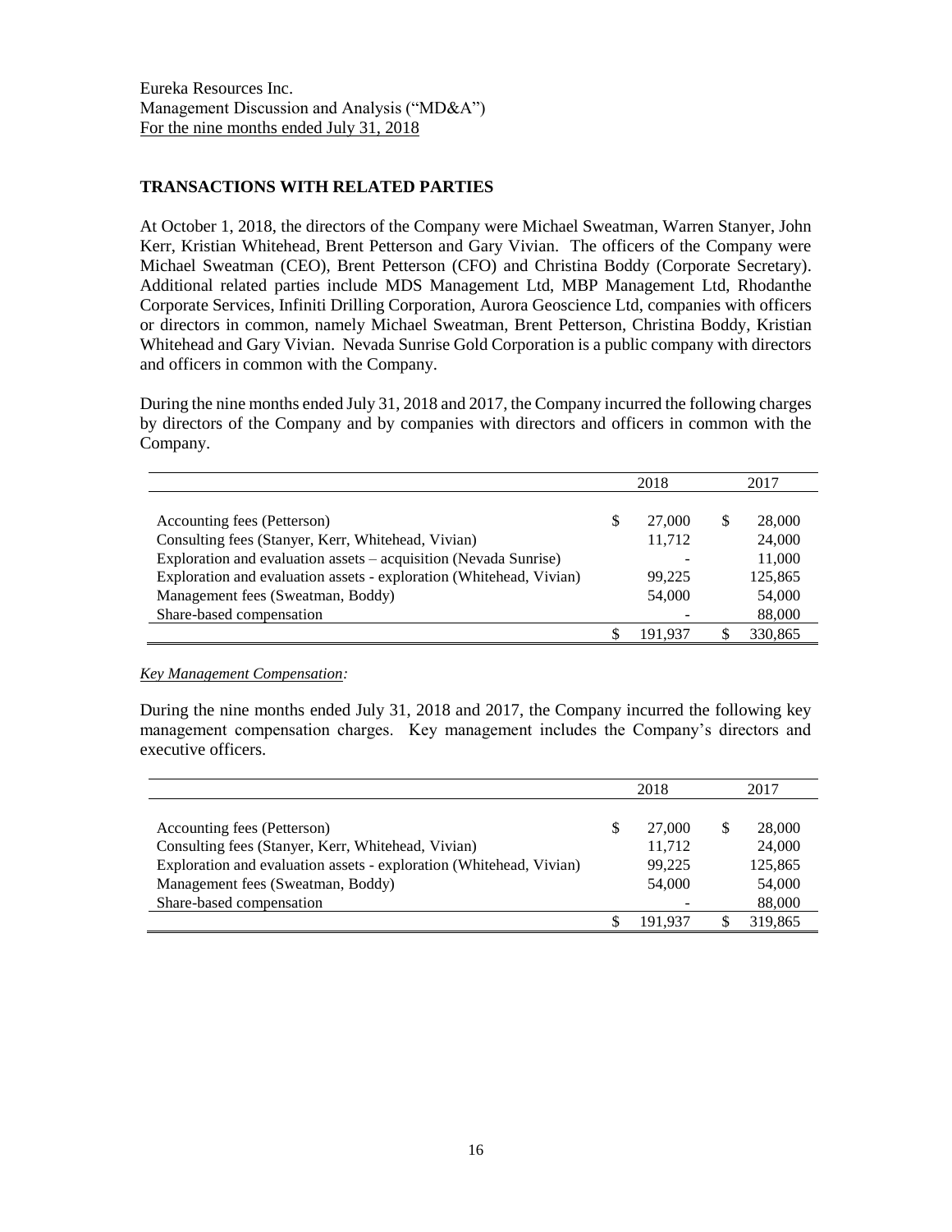Eureka Resources Inc.
Management Discussion and Analysis ("MD&A")
For the nine months ended July 31, 2018

## TRANSACTIONS WITH RELATED PARTIES

At October 1, 2018, the directors of the Company were Michael Sweatman, Warren Stanyer, John Kerr, Kristian Whitehead, Brent Petterson and Gary Vivian. The officers of the Company were Michael Sweatman (CEO), Brent Petterson (CFO) and Christina Boddy (Corporate Secretary). Additional related parties include MDS Management Ltd, MBP Management Ltd, Rhodanthe Corporate Services, Infiniti Drilling Corporation, Aurora Geoscience Ltd, companies with officers or directors in common, namely Michael Sweatman, Brent Petterson, Christina Boddy, Kristian Whitehead and Gary Vivian. Nevada Sunrise Gold Corporation is a public company with directors and officers in common with the Company.

During the nine months ended July 31, 2018 and 2017, the Company incurred the following charges by directors of the Company and by companies with directors and officers in common with the Company.

| | 2018 | 2017 |
|---|---|---|
| Accounting fees (Petterson) | $ 27,000 | $ 28,000 |
| Consulting fees (Stanyer, Kerr, Whitehead, Vivian) | 11,712 | 24,000 |
| Exploration and evaluation assets – acquisition (Nevada Sunrise) | - | 11,000 |
| Exploration and evaluation assets - exploration (Whitehead, Vivian) | 99,225 | 125,865 |
| Management fees (Sweatman, Boddy) | 54,000 | 54,000 |
| Share-based compensation | - | 88,000 |
| | $ 191,937 | $ 330,865 |

*Key Management Compensation:*

During the nine months ended July 31, 2018 and 2017, the Company incurred the following key management compensation charges. Key management includes the Company's directors and executive officers.

| | 2018 | 2017 |
|---|---|---|
| Accounting fees (Petterson) | $ 27,000 | $ 28,000 |
| Consulting fees (Stanyer, Kerr, Whitehead, Vivian) | 11,712 | 24,000 |
| Exploration and evaluation assets - exploration (Whitehead, Vivian) | 99,225 | 125,865 |
| Management fees (Sweatman, Boddy) | 54,000 | 54,000 |
| Share-based compensation | - | 88,000 |
| | $ 191,937 | $ 319,865 |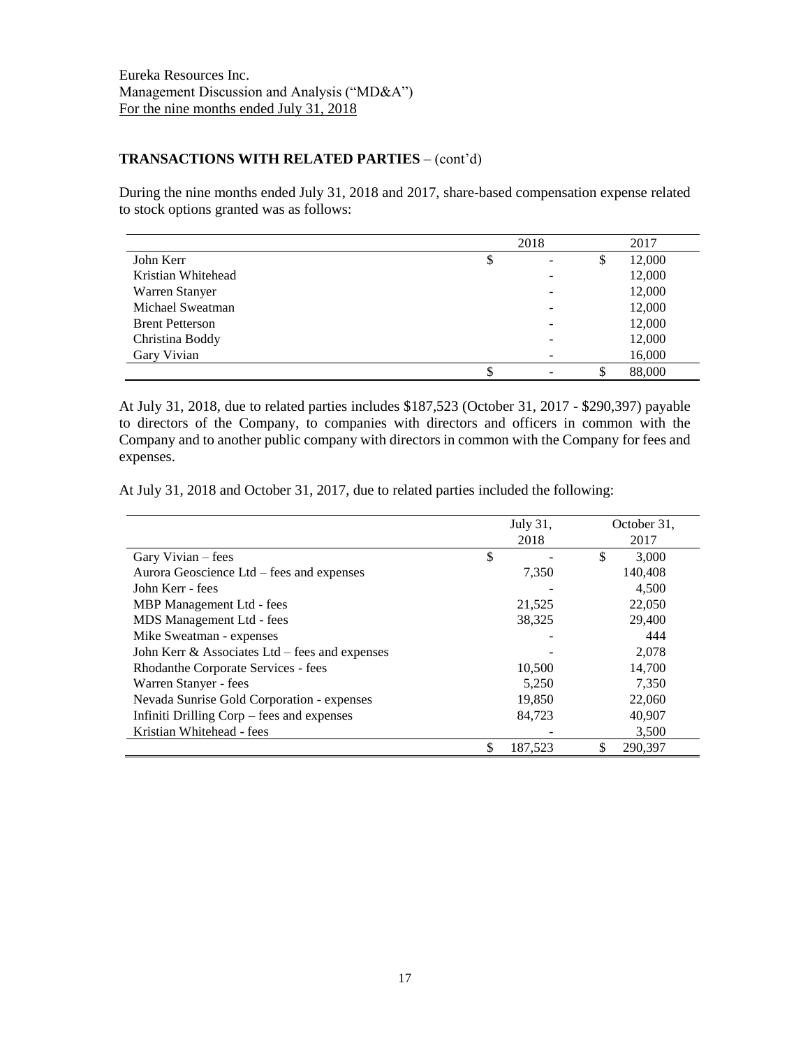Eureka Resources Inc.
Management Discussion and Analysis ("MD&A")
For the nine months ended July 31, 2018

## TRANSACTIONS WITH RELATED PARTIES – (cont'd)

During the nine months ended July 31, 2018 and 2017, share-based compensation expense related to stock options granted was as follows:

| | 2018 | 2017 |
|---|---|---|
| John Kerr | $ - | $ 12,000 |
| Kristian Whitehead | - | 12,000 |
| Warren Stanyer | - | 12,000 |
| Michael Sweatman | - | 12,000 |
| Brent Petterson | - | 12,000 |
| Christina Boddy | - | 12,000 |
| Gary Vivian | - | 16,000 |
| | $ - | $ 88,000 |

At July 31, 2018, due to related parties includes $187,523 (October 31, 2017 - $290,397) payable to directors of the Company, to companies with directors and officers in common with the Company and to another public company with directors in common with the Company for fees and expenses.

At July 31, 2018 and October 31, 2017, due to related parties included the following:

| | July 31, 2018 | October 31, 2017 |
|---|---|---|
| Gary Vivian – fees | $ - | $ 3,000 |
| Aurora Geoscience Ltd – fees and expenses | 7,350 | 140,408 |
| John Kerr - fees | - | 4,500 |
| MBP Management Ltd - fees | 21,525 | 22,050 |
| MDS Management Ltd - fees | 38,325 | 29,400 |
| Mike Sweatman - expenses | - | 444 |
| John Kerr & Associates Ltd – fees and expenses | - | 2,078 |
| Rhodanthe Corporate Services - fees | 10,500 | 14,700 |
| Warren Stanyer - fees | 5,250 | 7,350 |
| Nevada Sunrise Gold Corporation - expenses | 19,850 | 22,060 |
| Infiniti Drilling Corp – fees and expenses | 84,723 | 40,907 |
| Kristian Whitehead - fees | - | 3,500 |
| | $ 187,523 | $ 290,397 |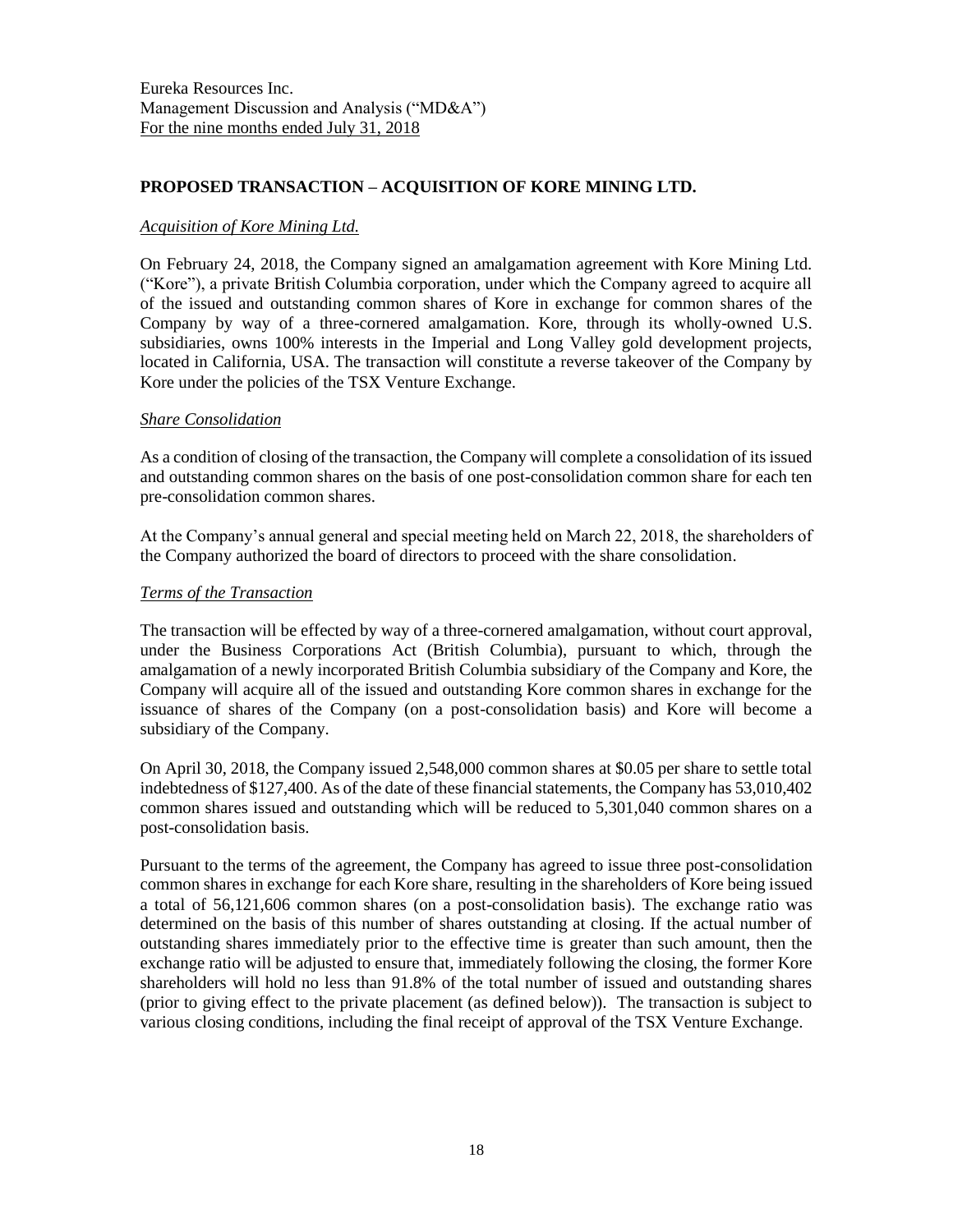## PROPOSED TRANSACTION – ACQUISITION OF KORE MINING LTD.

### *Acquisition of Kore Mining Ltd.*

On February 24, 2018, the Company signed an amalgamation agreement with Kore Mining Ltd. ("Kore"), a private British Columbia corporation, under which the Company agreed to acquire all of the issued and outstanding common shares of Kore in exchange for common shares of the Company by way of a three-cornered amalgamation. Kore, through its wholly-owned U.S. subsidiaries, owns 100% interests in the Imperial and Long Valley gold development projects, located in California, USA. The transaction will constitute a reverse takeover of the Company by Kore under the policies of the TSX Venture Exchange.

### *Share Consolidation*

As a condition of closing of the transaction, the Company will complete a consolidation of its issued and outstanding common shares on the basis of one post-consolidation common share for each ten pre-consolidation common shares.

At the Company's annual general and special meeting held on March 22, 2018, the shareholders of the Company authorized the board of directors to proceed with the share consolidation.

### *Terms of the Transaction*

The transaction will be effected by way of a three-cornered amalgamation, without court approval, under the Business Corporations Act (British Columbia), pursuant to which, through the amalgamation of a newly incorporated British Columbia subsidiary of the Company and Kore, the Company will acquire all of the issued and outstanding Kore common shares in exchange for the issuance of shares of the Company (on a post-consolidation basis) and Kore will become a subsidiary of the Company.

On April 30, 2018, the Company issued 2,548,000 common shares at $0.05 per share to settle total indebtedness of $127,400. As of the date of these financial statements, the Company has 53,010,402 common shares issued and outstanding which will be reduced to 5,301,040 common shares on a post-consolidation basis.

Pursuant to the terms of the agreement, the Company has agreed to issue three post-consolidation common shares in exchange for each Kore share, resulting in the shareholders of Kore being issued a total of 56,121,606 common shares (on a post-consolidation basis). The exchange ratio was determined on the basis of this number of shares outstanding at closing. If the actual number of outstanding shares immediately prior to the effective time is greater than such amount, then the exchange ratio will be adjusted to ensure that, immediately following the closing, the former Kore shareholders will hold no less than 91.8% of the total number of issued and outstanding shares (prior to giving effect to the private placement (as defined below)). The transaction is subject to various closing conditions, including the final receipt of approval of the TSX Venture Exchange.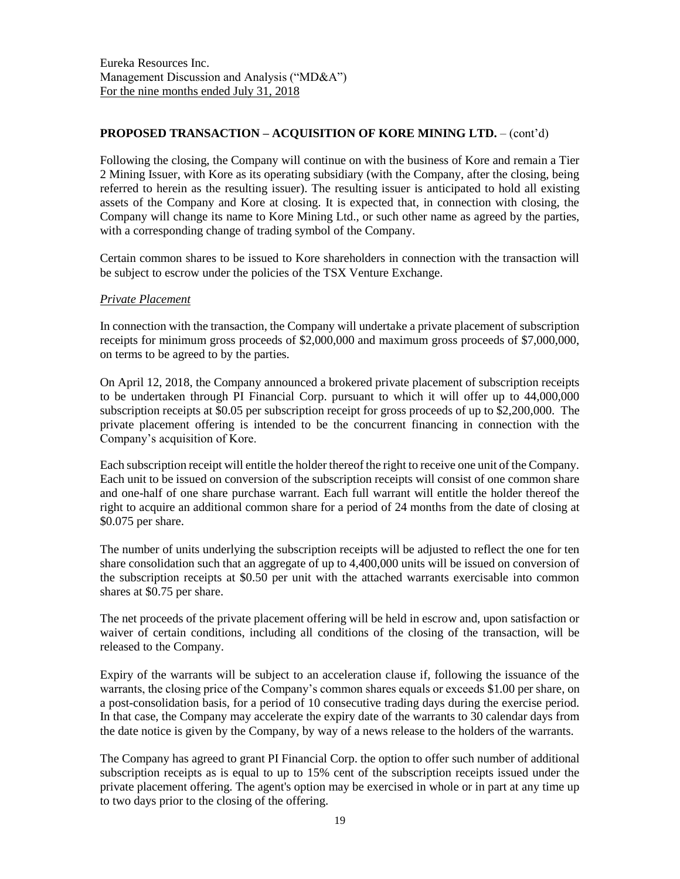## PROPOSED TRANSACTION – ACQUISITION OF KORE MINING LTD. – (cont'd)

Following the closing, the Company will continue on with the business of Kore and remain a Tier 2 Mining Issuer, with Kore as its operating subsidiary (with the Company, after the closing, being referred to herein as the resulting issuer). The resulting issuer is anticipated to hold all existing assets of the Company and Kore at closing. It is expected that, in connection with closing, the Company will change its name to Kore Mining Ltd., or such other name as agreed by the parties, with a corresponding change of trading symbol of the Company.

Certain common shares to be issued to Kore shareholders in connection with the transaction will be subject to escrow under the policies of the TSX Venture Exchange.

*Private Placement*

In connection with the transaction, the Company will undertake a private placement of subscription receipts for minimum gross proceeds of $2,000,000 and maximum gross proceeds of $7,000,000, on terms to be agreed to by the parties.

On April 12, 2018, the Company announced a brokered private placement of subscription receipts to be undertaken through PI Financial Corp. pursuant to which it will offer up to 44,000,000 subscription receipts at $0.05 per subscription receipt for gross proceeds of up to $2,200,000. The private placement offering is intended to be the concurrent financing in connection with the Company's acquisition of Kore.

Each subscription receipt will entitle the holder thereof the right to receive one unit of the Company. Each unit to be issued on conversion of the subscription receipts will consist of one common share and one-half of one share purchase warrant. Each full warrant will entitle the holder thereof the right to acquire an additional common share for a period of 24 months from the date of closing at $0.075 per share.

The number of units underlying the subscription receipts will be adjusted to reflect the one for ten share consolidation such that an aggregate of up to 4,400,000 units will be issued on conversion of the subscription receipts at $0.50 per unit with the attached warrants exercisable into common shares at $0.75 per share.

The net proceeds of the private placement offering will be held in escrow and, upon satisfaction or waiver of certain conditions, including all conditions of the closing of the transaction, will be released to the Company.

Expiry of the warrants will be subject to an acceleration clause if, following the issuance of the warrants, the closing price of the Company's common shares equals or exceeds $1.00 per share, on a post-consolidation basis, for a period of 10 consecutive trading days during the exercise period. In that case, the Company may accelerate the expiry date of the warrants to 30 calendar days from the date notice is given by the Company, by way of a news release to the holders of the warrants.

The Company has agreed to grant PI Financial Corp. the option to offer such number of additional subscription receipts as is equal to up to 15% cent of the subscription receipts issued under the private placement offering. The agent's option may be exercised in whole or in part at any time up to two days prior to the closing of the offering.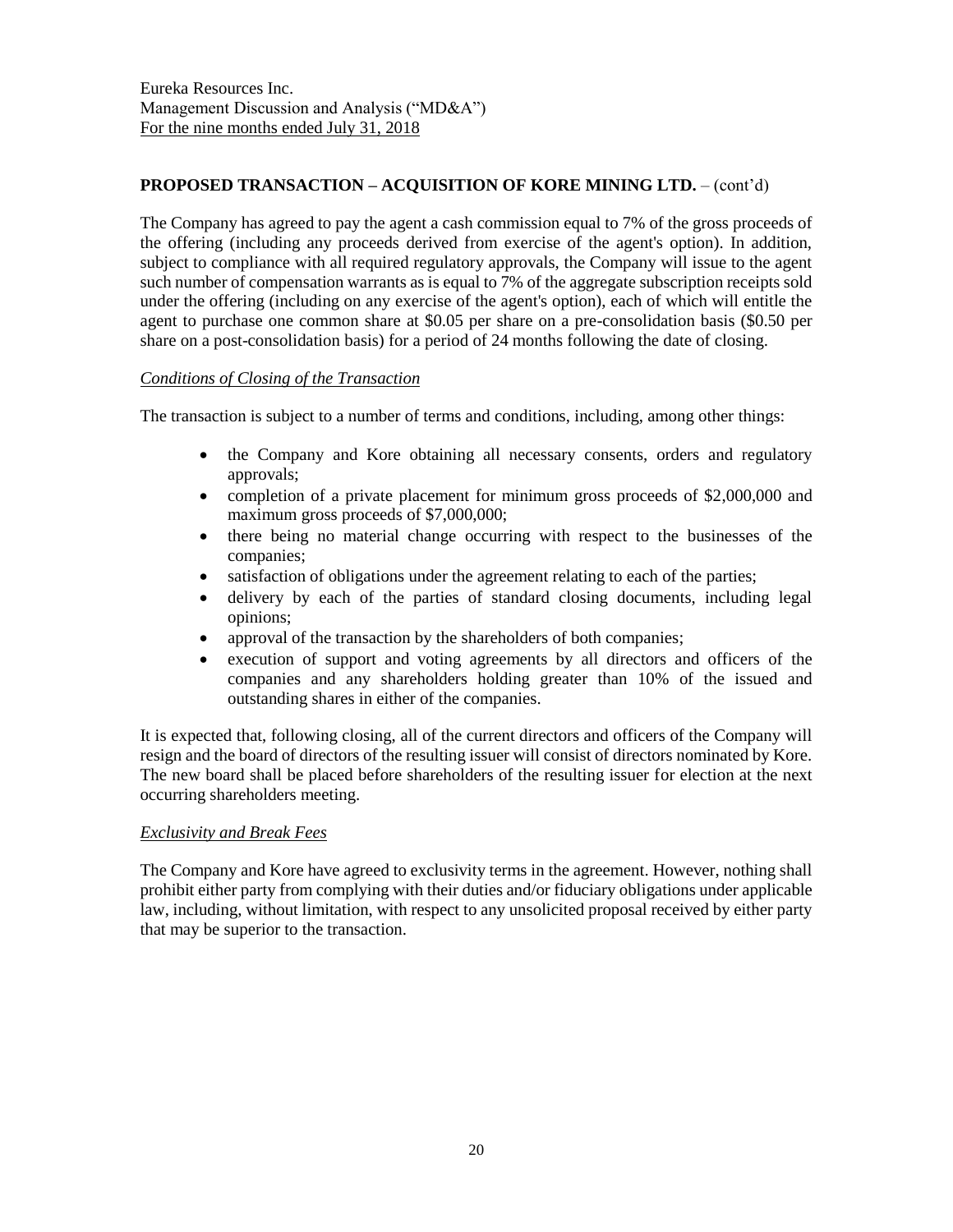## PROPOSED TRANSACTION – ACQUISITION OF KORE MINING LTD. – (cont'd)

The Company has agreed to pay the agent a cash commission equal to 7% of the gross proceeds of the offering (including any proceeds derived from exercise of the agent's option). In addition, subject to compliance with all required regulatory approvals, the Company will issue to the agent such number of compensation warrants as is equal to 7% of the aggregate subscription receipts sold under the offering (including on any exercise of the agent's option), each of which will entitle the agent to purchase one common share at $0.05 per share on a pre-consolidation basis ($0.50 per share on a post-consolidation basis) for a period of 24 months following the date of closing.

*Conditions of Closing of the Transaction*

The transaction is subject to a number of terms and conditions, including, among other things:

- the Company and Kore obtaining all necessary consents, orders and regulatory approvals;
- completion of a private placement for minimum gross proceeds of $2,000,000 and maximum gross proceeds of $7,000,000;
- there being no material change occurring with respect to the businesses of the companies;
- satisfaction of obligations under the agreement relating to each of the parties;
- delivery by each of the parties of standard closing documents, including legal opinions;
- approval of the transaction by the shareholders of both companies;
- execution of support and voting agreements by all directors and officers of the companies and any shareholders holding greater than 10% of the issued and outstanding shares in either of the companies.

It is expected that, following closing, all of the current directors and officers of the Company will resign and the board of directors of the resulting issuer will consist of directors nominated by Kore. The new board shall be placed before shareholders of the resulting issuer for election at the next occurring shareholders meeting.

*Exclusivity and Break Fees*

The Company and Kore have agreed to exclusivity terms in the agreement. However, nothing shall prohibit either party from complying with their duties and/or fiduciary obligations under applicable law, including, without limitation, with respect to any unsolicited proposal received by either party that may be superior to the transaction.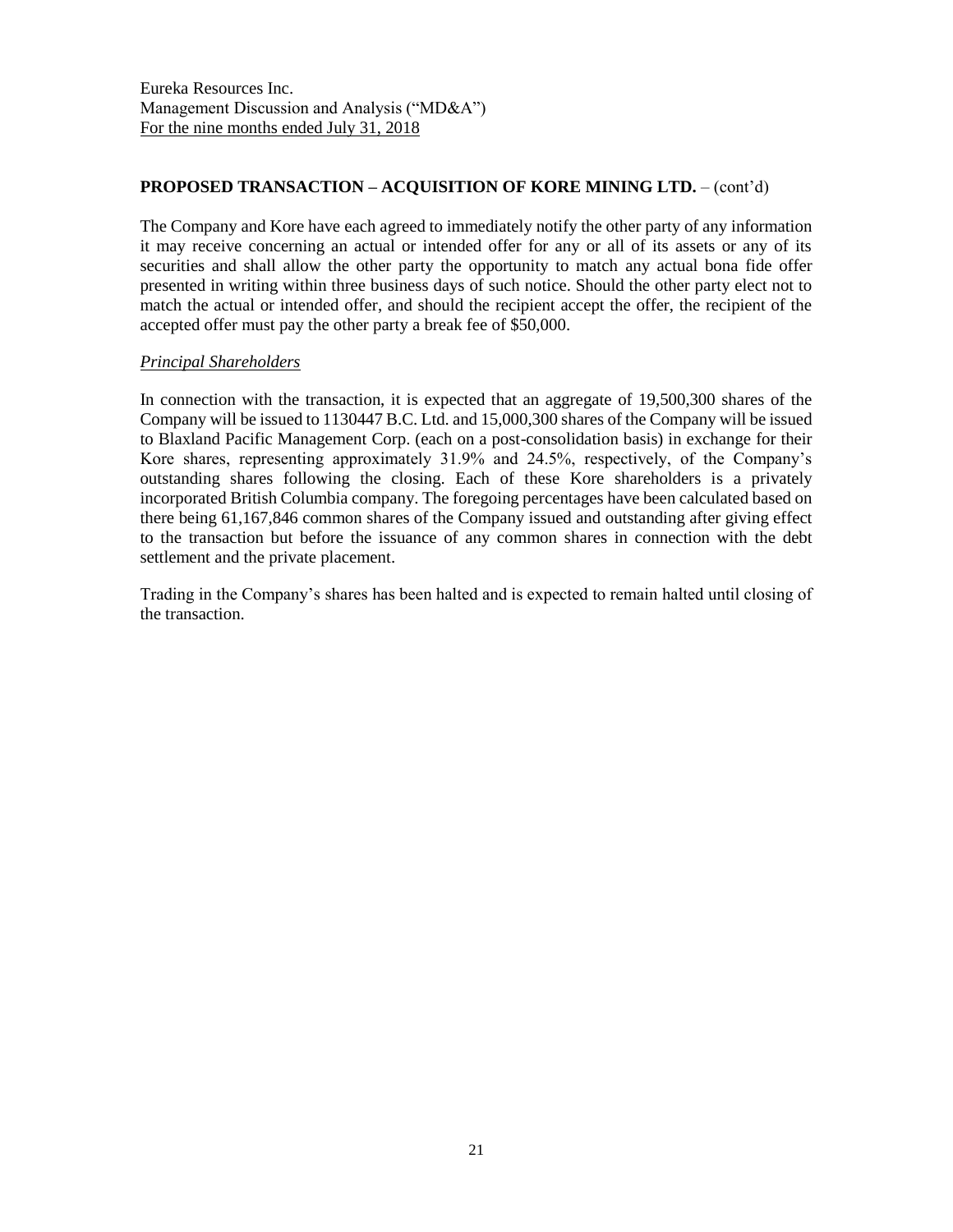## PROPOSED TRANSACTION – ACQUISITION OF KORE MINING LTD. – (cont'd)

The Company and Kore have each agreed to immediately notify the other party of any information it may receive concerning an actual or intended offer for any or all of its assets or any of its securities and shall allow the other party the opportunity to match any actual bona fide offer presented in writing within three business days of such notice. Should the other party elect not to match the actual or intended offer, and should the recipient accept the offer, the recipient of the accepted offer must pay the other party a break fee of $50,000.

*Principal Shareholders*

In connection with the transaction, it is expected that an aggregate of 19,500,300 shares of the Company will be issued to 1130447 B.C. Ltd. and 15,000,300 shares of the Company will be issued to Blaxland Pacific Management Corp. (each on a post-consolidation basis) in exchange for their Kore shares, representing approximately 31.9% and 24.5%, respectively, of the Company's outstanding shares following the closing. Each of these Kore shareholders is a privately incorporated British Columbia company. The foregoing percentages have been calculated based on there being 61,167,846 common shares of the Company issued and outstanding after giving effect to the transaction but before the issuance of any common shares in connection with the debt settlement and the private placement.

Trading in the Company's shares has been halted and is expected to remain halted until closing of the transaction.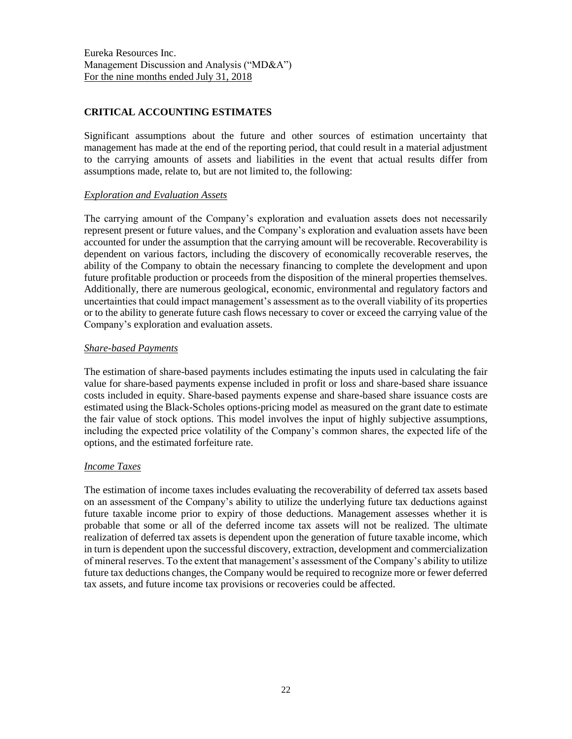## CRITICAL ACCOUNTING ESTIMATES

Significant assumptions about the future and other sources of estimation uncertainty that management has made at the end of the reporting period, that could result in a material adjustment to the carrying amounts of assets and liabilities in the event that actual results differ from assumptions made, relate to, but are not limited to, the following:

### *Exploration and Evaluation Assets*

The carrying amount of the Company's exploration and evaluation assets does not necessarily represent present or future values, and the Company's exploration and evaluation assets have been accounted for under the assumption that the carrying amount will be recoverable. Recoverability is dependent on various factors, including the discovery of economically recoverable reserves, the ability of the Company to obtain the necessary financing to complete the development and upon future profitable production or proceeds from the disposition of the mineral properties themselves. Additionally, there are numerous geological, economic, environmental and regulatory factors and uncertainties that could impact management's assessment as to the overall viability of its properties or to the ability to generate future cash flows necessary to cover or exceed the carrying value of the Company's exploration and evaluation assets.

### *Share-based Payments*

The estimation of share-based payments includes estimating the inputs used in calculating the fair value for share-based payments expense included in profit or loss and share-based share issuance costs included in equity. Share-based payments expense and share-based share issuance costs are estimated using the Black-Scholes options-pricing model as measured on the grant date to estimate the fair value of stock options. This model involves the input of highly subjective assumptions, including the expected price volatility of the Company's common shares, the expected life of the options, and the estimated forfeiture rate.

### *Income Taxes*

The estimation of income taxes includes evaluating the recoverability of deferred tax assets based on an assessment of the Company's ability to utilize the underlying future tax deductions against future taxable income prior to expiry of those deductions. Management assesses whether it is probable that some or all of the deferred income tax assets will not be realized. The ultimate realization of deferred tax assets is dependent upon the generation of future taxable income, which in turn is dependent upon the successful discovery, extraction, development and commercialization of mineral reserves. To the extent that management's assessment of the Company's ability to utilize future tax deductions changes, the Company would be required to recognize more or fewer deferred tax assets, and future income tax provisions or recoveries could be affected.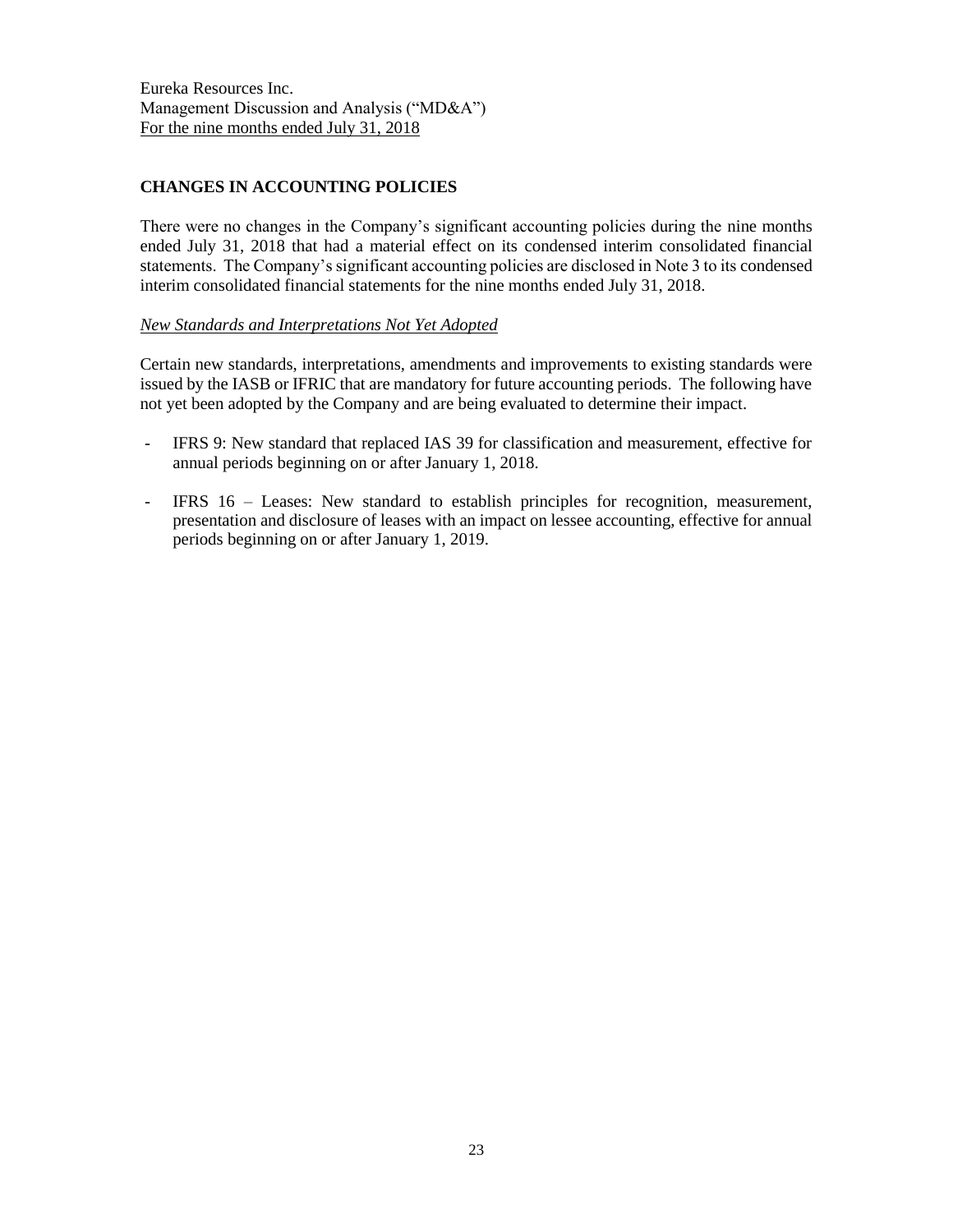## CHANGES IN ACCOUNTING POLICIES

There were no changes in the Company's significant accounting policies during the nine months ended July 31, 2018 that had a material effect on its condensed interim consolidated financial statements. The Company's significant accounting policies are disclosed in Note 3 to its condensed interim consolidated financial statements for the nine months ended July 31, 2018.

*New Standards and Interpretations Not Yet Adopted*

Certain new standards, interpretations, amendments and improvements to existing standards were issued by the IASB or IFRIC that are mandatory for future accounting periods. The following have not yet been adopted by the Company and are being evaluated to determine their impact.

- IFRS 9: New standard that replaced IAS 39 for classification and measurement, effective for annual periods beginning on or after January 1, 2018.
- IFRS 16 – Leases: New standard to establish principles for recognition, measurement, presentation and disclosure of leases with an impact on lessee accounting, effective for annual periods beginning on or after January 1, 2019.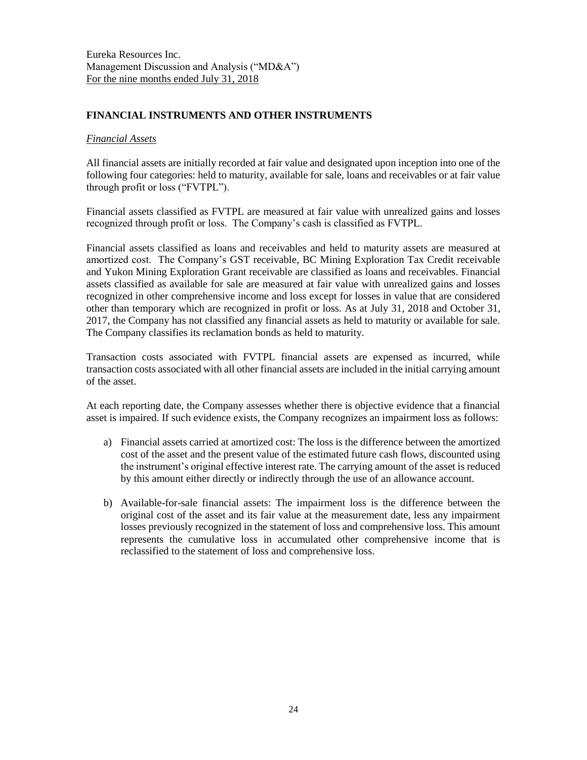## FINANCIAL INSTRUMENTS AND OTHER INSTRUMENTS

### *Financial Assets*

All financial assets are initially recorded at fair value and designated upon inception into one of the following four categories: held to maturity, available for sale, loans and receivables or at fair value through profit or loss ("FVTPL").

Financial assets classified as FVTPL are measured at fair value with unrealized gains and losses recognized through profit or loss. The Company's cash is classified as FVTPL.

Financial assets classified as loans and receivables and held to maturity assets are measured at amortized cost. The Company's GST receivable, BC Mining Exploration Tax Credit receivable and Yukon Mining Exploration Grant receivable are classified as loans and receivables. Financial assets classified as available for sale are measured at fair value with unrealized gains and losses recognized in other comprehensive income and loss except for losses in value that are considered other than temporary which are recognized in profit or loss. As at July 31, 2018 and October 31, 2017, the Company has not classified any financial assets as held to maturity or available for sale. The Company classifies its reclamation bonds as held to maturity.

Transaction costs associated with FVTPL financial assets are expensed as incurred, while transaction costs associated with all other financial assets are included in the initial carrying amount of the asset.

At each reporting date, the Company assesses whether there is objective evidence that a financial asset is impaired. If such evidence exists, the Company recognizes an impairment loss as follows:

a) Financial assets carried at amortized cost: The loss is the difference between the amortized cost of the asset and the present value of the estimated future cash flows, discounted using the instrument's original effective interest rate. The carrying amount of the asset is reduced by this amount either directly or indirectly through the use of an allowance account.

b) Available-for-sale financial assets: The impairment loss is the difference between the original cost of the asset and its fair value at the measurement date, less any impairment losses previously recognized in the statement of loss and comprehensive loss. This amount represents the cumulative loss in accumulated other comprehensive income that is reclassified to the statement of loss and comprehensive loss.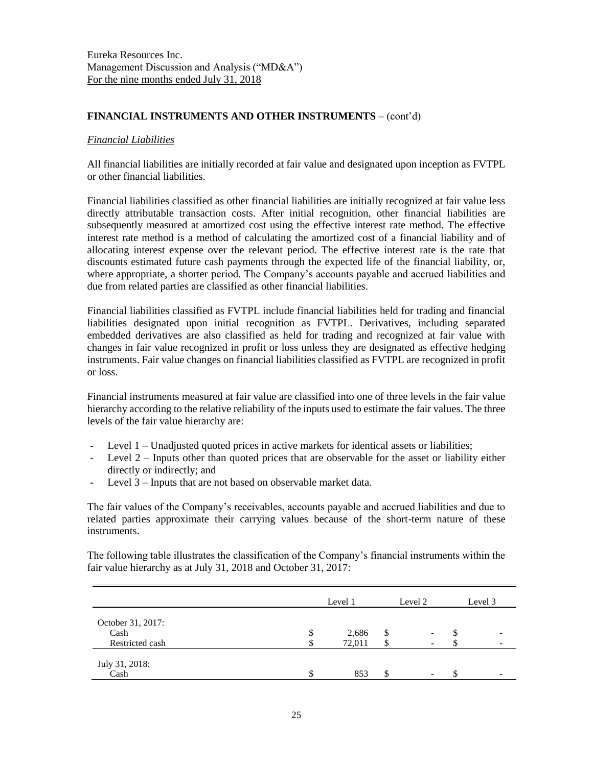## FINANCIAL INSTRUMENTS AND OTHER INSTRUMENTS – (cont'd)

### *Financial Liabilities*

All financial liabilities are initially recorded at fair value and designated upon inception as FVTPL or other financial liabilities.

Financial liabilities classified as other financial liabilities are initially recognized at fair value less directly attributable transaction costs. After initial recognition, other financial liabilities are subsequently measured at amortized cost using the effective interest rate method. The effective interest rate method is a method of calculating the amortized cost of a financial liability and of allocating interest expense over the relevant period. The effective interest rate is the rate that discounts estimated future cash payments through the expected life of the financial liability, or, where appropriate, a shorter period. The Company's accounts payable and accrued liabilities and due from related parties are classified as other financial liabilities.

Financial liabilities classified as FVTPL include financial liabilities held for trading and financial liabilities designated upon initial recognition as FVTPL. Derivatives, including separated embedded derivatives are also classified as held for trading and recognized at fair value with changes in fair value recognized in profit or loss unless they are designated as effective hedging instruments. Fair value changes on financial liabilities classified as FVTPL are recognized in profit or loss.

Financial instruments measured at fair value are classified into one of three levels in the fair value hierarchy according to the relative reliability of the inputs used to estimate the fair values. The three levels of the fair value hierarchy are:

- Level 1 – Unadjusted quoted prices in active markets for identical assets or liabilities;
- Level 2 – Inputs other than quoted prices that are observable for the asset or liability either directly or indirectly; and
- Level 3 – Inputs that are not based on observable market data.

The fair values of the Company's receivables, accounts payable and accrued liabilities and due to related parties approximate their carrying values because of the short-term nature of these instruments.

The following table illustrates the classification of the Company's financial instruments within the fair value hierarchy as at July 31, 2018 and October 31, 2017:

| | Level 1 | Level 2 | Level 3 |
|---|---|---|---|
| October 31, 2017: | | | |
| Cash | $ 2,686 | $ - | $ - |
| Restricted cash | $ 72,011 | $ - | $ - |
| July 31, 2018: | | | |
| Cash | $ 853 | $ - | $ - |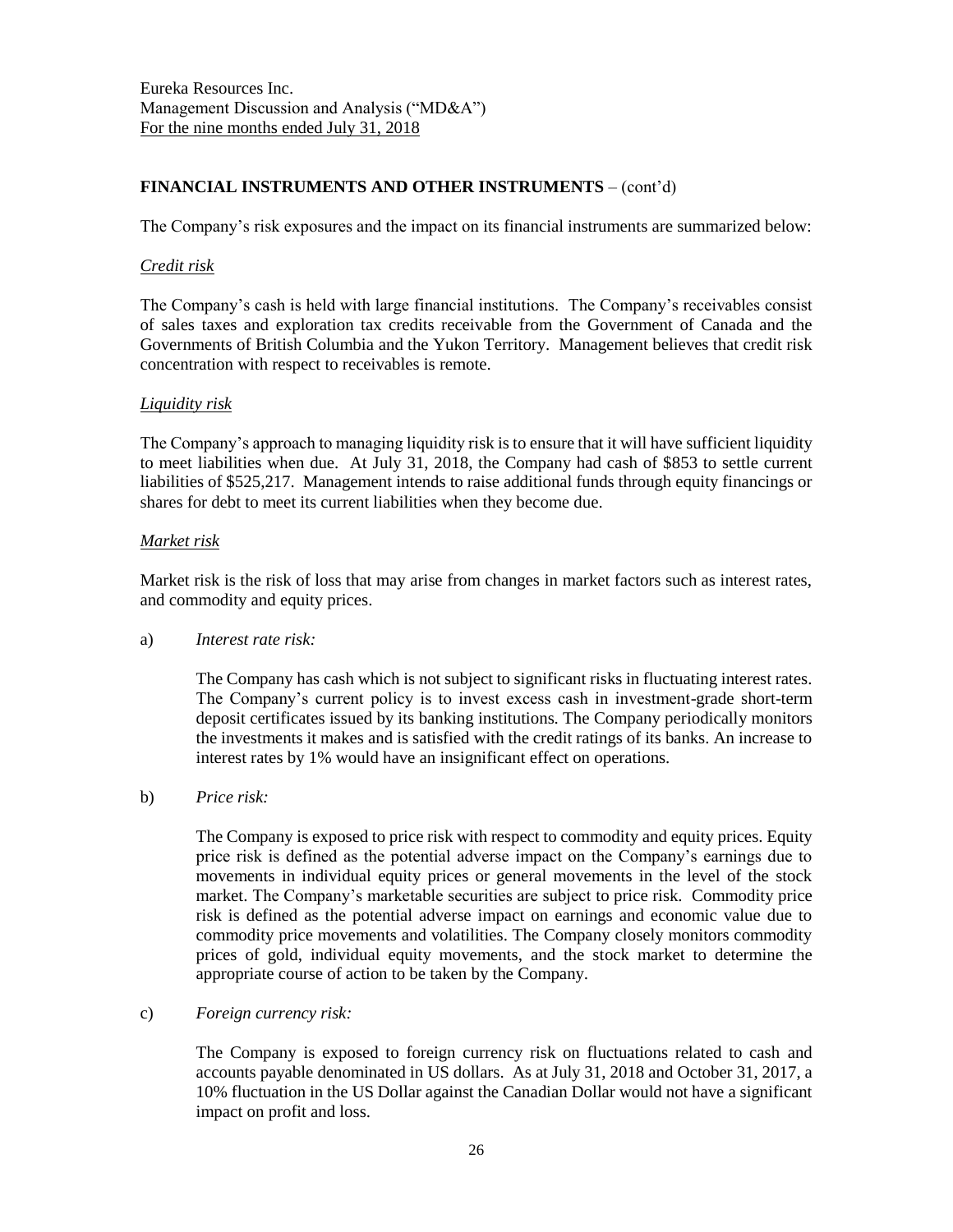## FINANCIAL INSTRUMENTS AND OTHER INSTRUMENTS – (cont'd)

The Company's risk exposures and the impact on its financial instruments are summarized below:

### *Credit risk*

The Company's cash is held with large financial institutions. The Company's receivables consist of sales taxes and exploration tax credits receivable from the Government of Canada and the Governments of British Columbia and the Yukon Territory. Management believes that credit risk concentration with respect to receivables is remote.

### *Liquidity risk*

The Company's approach to managing liquidity risk is to ensure that it will have sufficient liquidity to meet liabilities when due. At July 31, 2018, the Company had cash of $853 to settle current liabilities of $525,217. Management intends to raise additional funds through equity financings or shares for debt to meet its current liabilities when they become due.

### *Market risk*

Market risk is the risk of loss that may arise from changes in market factors such as interest rates, and commodity and equity prices.

a) *Interest rate risk:*

The Company has cash which is not subject to significant risks in fluctuating interest rates. The Company's current policy is to invest excess cash in investment-grade short-term deposit certificates issued by its banking institutions. The Company periodically monitors the investments it makes and is satisfied with the credit ratings of its banks. An increase to interest rates by 1% would have an insignificant effect on operations.

b) *Price risk:*

The Company is exposed to price risk with respect to commodity and equity prices. Equity price risk is defined as the potential adverse impact on the Company's earnings due to movements in individual equity prices or general movements in the level of the stock market. The Company's marketable securities are subject to price risk. Commodity price risk is defined as the potential adverse impact on earnings and economic value due to commodity price movements and volatilities. The Company closely monitors commodity prices of gold, individual equity movements, and the stock market to determine the appropriate course of action to be taken by the Company.

c) *Foreign currency risk:*

The Company is exposed to foreign currency risk on fluctuations related to cash and accounts payable denominated in US dollars. As at July 31, 2018 and October 31, 2017, a 10% fluctuation in the US Dollar against the Canadian Dollar would not have a significant impact on profit and loss.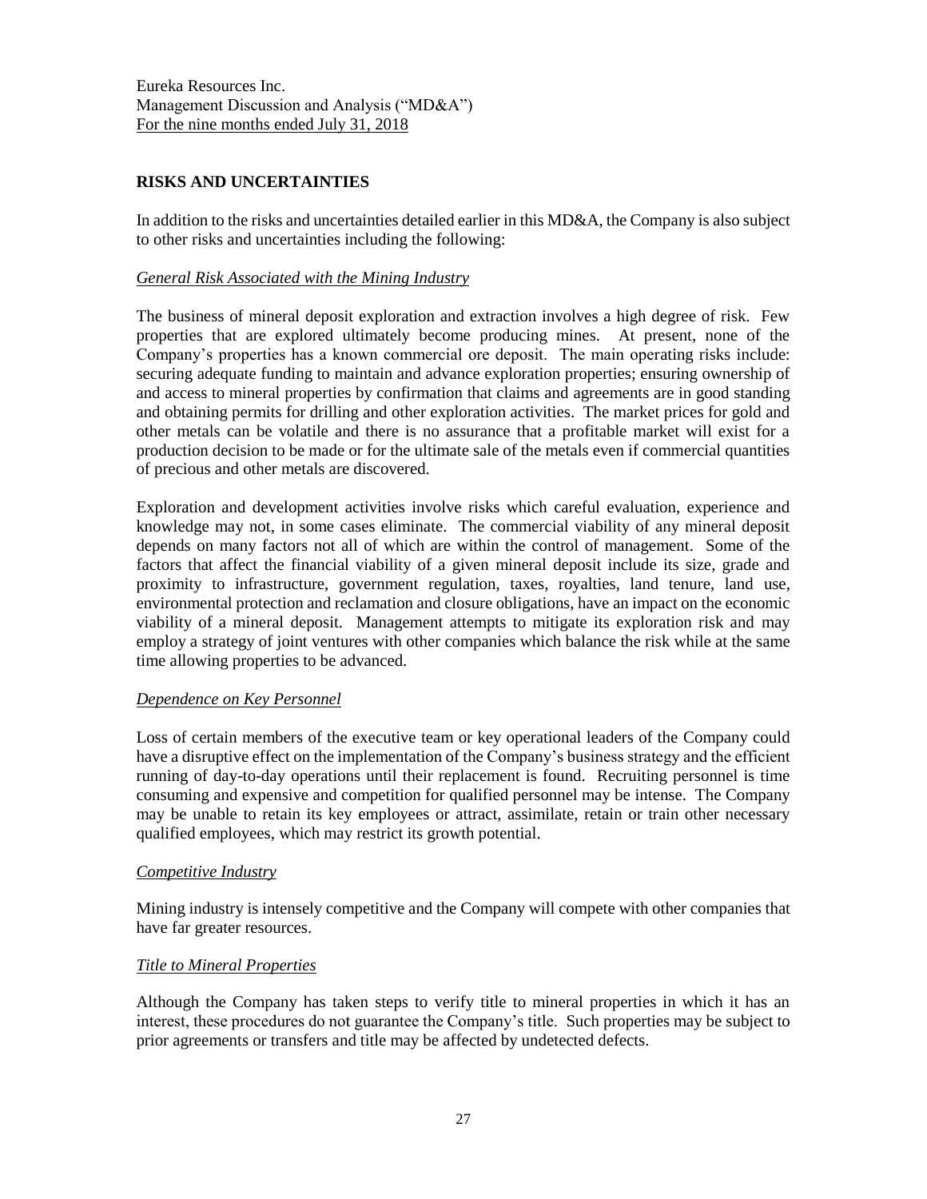## RISKS AND UNCERTAINTIES

In addition to the risks and uncertainties detailed earlier in this MD&A, the Company is also subject to other risks and uncertainties including the following:

### *General Risk Associated with the Mining Industry*

The business of mineral deposit exploration and extraction involves a high degree of risk. Few properties that are explored ultimately become producing mines. At present, none of the Company's properties has a known commercial ore deposit. The main operating risks include: securing adequate funding to maintain and advance exploration properties; ensuring ownership of and access to mineral properties by confirmation that claims and agreements are in good standing and obtaining permits for drilling and other exploration activities. The market prices for gold and other metals can be volatile and there is no assurance that a profitable market will exist for a production decision to be made or for the ultimate sale of the metals even if commercial quantities of precious and other metals are discovered.

Exploration and development activities involve risks which careful evaluation, experience and knowledge may not, in some cases eliminate. The commercial viability of any mineral deposit depends on many factors not all of which are within the control of management. Some of the factors that affect the financial viability of a given mineral deposit include its size, grade and proximity to infrastructure, government regulation, taxes, royalties, land tenure, land use, environmental protection and reclamation and closure obligations, have an impact on the economic viability of a mineral deposit. Management attempts to mitigate its exploration risk and may employ a strategy of joint ventures with other companies which balance the risk while at the same time allowing properties to be advanced.

### *Dependence on Key Personnel*

Loss of certain members of the executive team or key operational leaders of the Company could have a disruptive effect on the implementation of the Company's business strategy and the efficient running of day-to-day operations until their replacement is found. Recruiting personnel is time consuming and expensive and competition for qualified personnel may be intense. The Company may be unable to retain its key employees or attract, assimilate, retain or train other necessary qualified employees, which may restrict its growth potential.

### *Competitive Industry*

Mining industry is intensely competitive and the Company will compete with other companies that have far greater resources.

### *Title to Mineral Properties*

Although the Company has taken steps to verify title to mineral properties in which it has an interest, these procedures do not guarantee the Company's title. Such properties may be subject to prior agreements or transfers and title may be affected by undetected defects.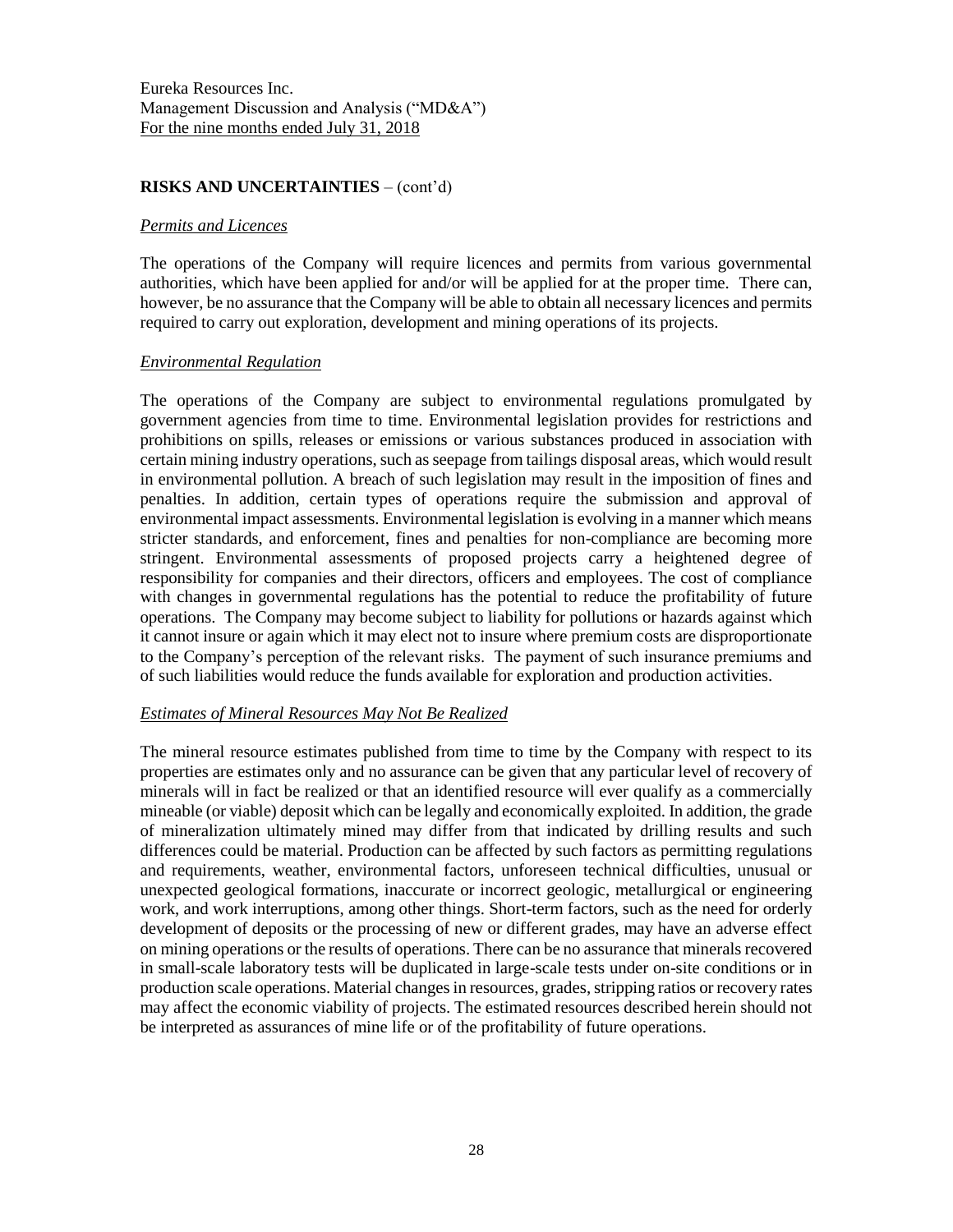## RISKS AND UNCERTAINTIES – (cont'd)

### *Permits and Licences*

The operations of the Company will require licences and permits from various governmental authorities, which have been applied for and/or will be applied for at the proper time. There can, however, be no assurance that the Company will be able to obtain all necessary licences and permits required to carry out exploration, development and mining operations of its projects.

### *Environmental Regulation*

The operations of the Company are subject to environmental regulations promulgated by government agencies from time to time. Environmental legislation provides for restrictions and prohibitions on spills, releases or emissions or various substances produced in association with certain mining industry operations, such as seepage from tailings disposal areas, which would result in environmental pollution. A breach of such legislation may result in the imposition of fines and penalties. In addition, certain types of operations require the submission and approval of environmental impact assessments. Environmental legislation is evolving in a manner which means stricter standards, and enforcement, fines and penalties for non-compliance are becoming more stringent. Environmental assessments of proposed projects carry a heightened degree of responsibility for companies and their directors, officers and employees. The cost of compliance with changes in governmental regulations has the potential to reduce the profitability of future operations. The Company may become subject to liability for pollutions or hazards against which it cannot insure or again which it may elect not to insure where premium costs are disproportionate to the Company's perception of the relevant risks. The payment of such insurance premiums and of such liabilities would reduce the funds available for exploration and production activities.

### *Estimates of Mineral Resources May Not Be Realized*

The mineral resource estimates published from time to time by the Company with respect to its properties are estimates only and no assurance can be given that any particular level of recovery of minerals will in fact be realized or that an identified resource will ever qualify as a commercially mineable (or viable) deposit which can be legally and economically exploited. In addition, the grade of mineralization ultimately mined may differ from that indicated by drilling results and such differences could be material. Production can be affected by such factors as permitting regulations and requirements, weather, environmental factors, unforeseen technical difficulties, unusual or unexpected geological formations, inaccurate or incorrect geologic, metallurgical or engineering work, and work interruptions, among other things. Short-term factors, such as the need for orderly development of deposits or the processing of new or different grades, may have an adverse effect on mining operations or the results of operations. There can be no assurance that minerals recovered in small-scale laboratory tests will be duplicated in large-scale tests under on-site conditions or in production scale operations. Material changes in resources, grades, stripping ratios or recovery rates may affect the economic viability of projects. The estimated resources described herein should not be interpreted as assurances of mine life or of the profitability of future operations.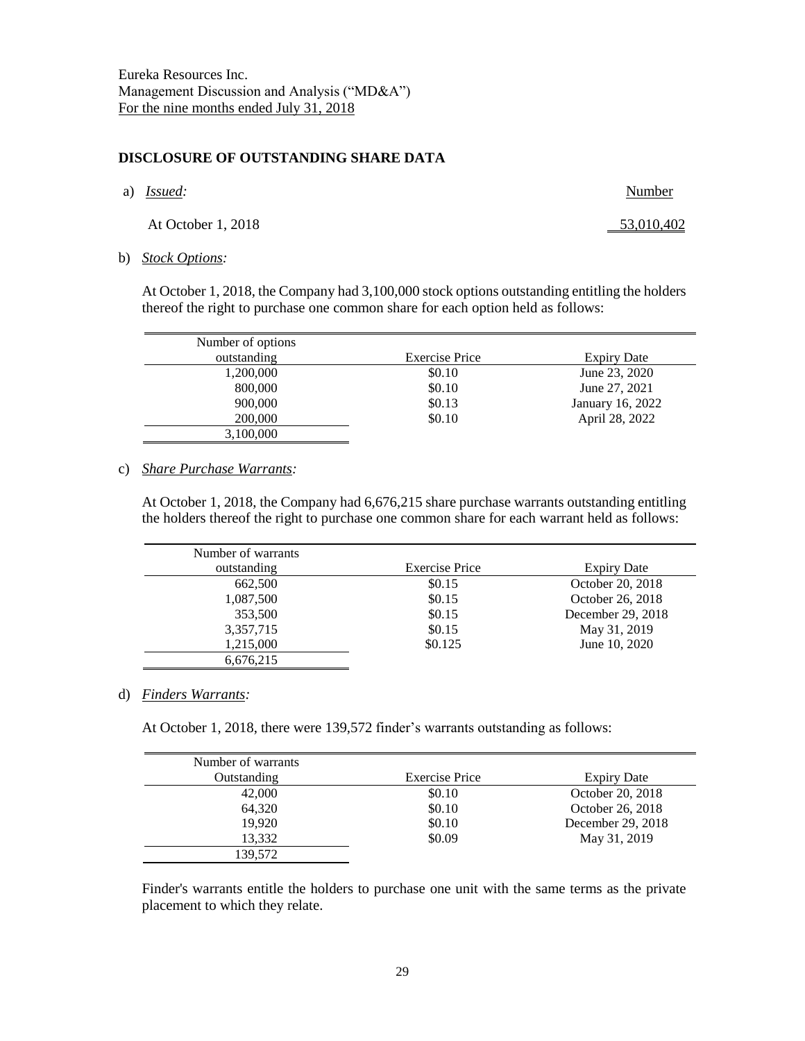## DISCLOSURE OF OUTSTANDING SHARE DATA

a) *Issued:*

| | Number |
|---|---|
| At October 1, 2018 | 53,010,402 |

b) *Stock Options:*

At October 1, 2018, the Company had 3,100,000 stock options outstanding entitling the holders thereof the right to purchase one common share for each option held as follows:

| Number of options outstanding | Exercise Price | Expiry Date |
|---|---|---|
| 1,200,000 | $0.10 | June 23, 2020 |
| 800,000 | $0.10 | June 27, 2021 |
| 900,000 | $0.13 | January 16, 2022 |
| 200,000 | $0.10 | April 28, 2022 |
| 3,100,000 | | |

c) *Share Purchase Warrants:*

At October 1, 2018, the Company had 6,676,215 share purchase warrants outstanding entitling the holders thereof the right to purchase one common share for each warrant held as follows:

| Number of warrants outstanding | Exercise Price | Expiry Date |
|---|---|---|
| 662,500 | $0.15 | October 20, 2018 |
| 1,087,500 | $0.15 | October 26, 2018 |
| 353,500 | $0.15 | December 29, 2018 |
| 3,357,715 | $0.15 | May 31, 2019 |
| 1,215,000 | $0.125 | June 10, 2020 |
| 6,676,215 | | |

d) *Finders Warrants:*

At October 1, 2018, there were 139,572 finder's warrants outstanding as follows:

| Number of warrants Outstanding | Exercise Price | Expiry Date |
|---|---|---|
| 42,000 | $0.10 | October 20, 2018 |
| 64,320 | $0.10 | October 26, 2018 |
| 19,920 | $0.10 | December 29, 2018 |
| 13,332 | $0.09 | May 31, 2019 |
| 139,572 | | |

Finder's warrants entitle the holders to purchase one unit with the same terms as the private placement to which they relate.